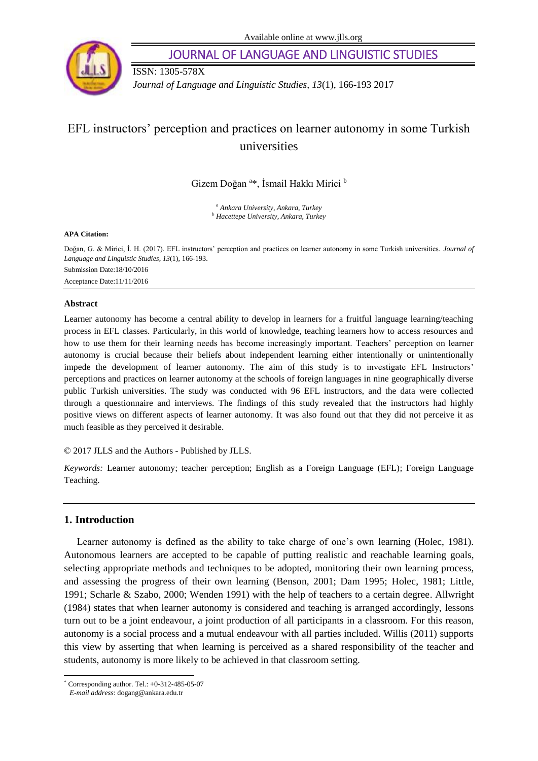Available online at www.jlls.org

**JOURNAL OF LANGUAGE AND LINGUISTIC STUDIES**

ISSN: 1305-578X

*Journal of Language and Linguistic Studies, 13*(1), 166-193 2017

# EFL instructors' perception and practices on learner autonomy in some Turkish universities

Gizem Doğan [a]*, İsmail Hakkı Mirici [b]

[a] *Ankara University, Ankara, Turkey*
[b] *Hacettepe University, Ankara, Turkey*

**APA Citation:**

Doğan, G. & Mirici, İ. H. (2017). EFL instructors' perception and practices on learner autonomy in some Turkish universities. *Journal of Language and Linguistic Studies, 13*(1), 166-193.

Submission Date:18/10/2016

Acceptance Date:11/11/2016

## Abstract

Learner autonomy has become a central ability to develop in learners for a fruitful language learning/teaching process in EFL classes. Particularly, in this world of knowledge, teaching learners how to access resources and how to use them for their learning needs has become increasingly important. Teachers' perception on learner autonomy is crucial because their beliefs about independent learning either intentionally or unintentionally impede the development of learner autonomy. The aim of this study is to investigate EFL Instructors' perceptions and practices on learner autonomy at the schools of foreign languages in nine geographically diverse public Turkish universities. The study was conducted with 96 EFL instructors, and the data were collected through a questionnaire and interviews. The findings of this study revealed that the instructors had highly positive views on different aspects of learner autonomy. It was also found out that they did not perceive it as much feasible as they perceived it desirable.

© 2017 JLLS and the Authors - Published by JLLS.

*Keywords:* Learner autonomy; teacher perception; English as a Foreign Language (EFL); Foreign Language Teaching.

## 1. Introduction

Learner autonomy is defined as the ability to take charge of one's own learning (Holec, 1981). Autonomous learners are accepted to be capable of putting realistic and reachable learning goals, selecting appropriate methods and techniques to be adopted, monitoring their own learning process, and assessing the progress of their own learning (Benson, 2001; Dam 1995; Holec, 1981; Little, 1991; Scharle & Szabo, 2000; Wenden 1991) with the help of teachers to a certain degree. Allwright (1984) states that when learner autonomy is considered and teaching is arranged accordingly, lessons turn out to be a joint endeavour, a joint production of all participants in a classroom. For this reason, autonomy is a social process and a mutual endeavour with all parties included. Willis (2011) supports this view by asserting that when learning is perceived as a shared responsibility of the teacher and students, autonomy is more likely to be achieved in that classroom setting.

---

\* Corresponding author. Tel.: +0-312-485-05-07
*E-mail address*: dogang@ankara.edu.tr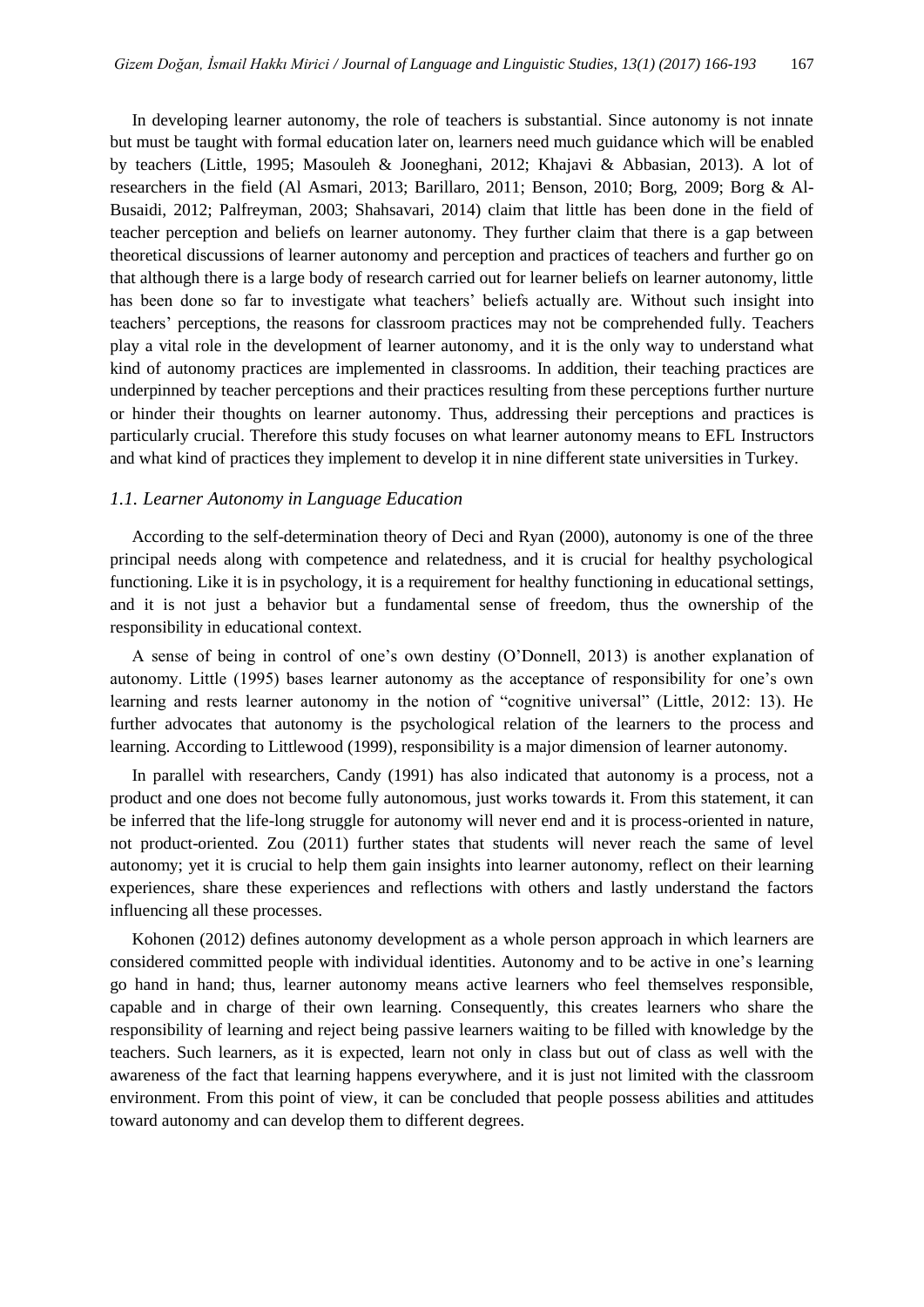In developing learner autonomy, the role of teachers is substantial. Since autonomy is not innate but must be taught with formal education later on, learners need much guidance which will be enabled by teachers (Little, 1995; Masouleh & Jooneghani, 2012; Khajavi & Abbasian, 2013). A lot of researchers in the field (Al Asmari, 2013; Barillaro, 2011; Benson, 2010; Borg, 2009; Borg & Al-Busaidi, 2012; Palfreyman, 2003; Shahsavari, 2014) claim that little has been done in the field of teacher perception and beliefs on learner autonomy. They further claim that there is a gap between theoretical discussions of learner autonomy and perception and practices of teachers and further go on that although there is a large body of research carried out for learner beliefs on learner autonomy, little has been done so far to investigate what teachers' beliefs actually are. Without such insight into teachers' perceptions, the reasons for classroom practices may not be comprehended fully. Teachers play a vital role in the development of learner autonomy, and it is the only way to understand what kind of autonomy practices are implemented in classrooms. In addition, their teaching practices are underpinned by teacher perceptions and their practices resulting from these perceptions further nurture or hinder their thoughts on learner autonomy. Thus, addressing their perceptions and practices is particularly crucial. Therefore this study focuses on what learner autonomy means to EFL Instructors and what kind of practices they implement to develop it in nine different state universities in Turkey.

### *1.1. Learner Autonomy in Language Education*

According to the self-determination theory of Deci and Ryan (2000), autonomy is one of the three principal needs along with competence and relatedness, and it is crucial for healthy psychological functioning. Like it is in psychology, it is a requirement for healthy functioning in educational settings, and it is not just a behavior but a fundamental sense of freedom, thus the ownership of the responsibility in educational context.

A sense of being in control of one's own destiny (O'Donnell, 2013) is another explanation of autonomy. Little (1995) bases learner autonomy as the acceptance of responsibility for one's own learning and rests learner autonomy in the notion of "cognitive universal" (Little, 2012: 13). He further advocates that autonomy is the psychological relation of the learners to the process and learning. According to Littlewood (1999), responsibility is a major dimension of learner autonomy.

In parallel with researchers, Candy (1991) has also indicated that autonomy is a process, not a product and one does not become fully autonomous, just works towards it. From this statement, it can be inferred that the life-long struggle for autonomy will never end and it is process-oriented in nature, not product-oriented. Zou (2011) further states that students will never reach the same of level autonomy; yet it is crucial to help them gain insights into learner autonomy, reflect on their learning experiences, share these experiences and reflections with others and lastly understand the factors influencing all these processes.

Kohonen (2012) defines autonomy development as a whole person approach in which learners are considered committed people with individual identities. Autonomy and to be active in one's learning go hand in hand; thus, learner autonomy means active learners who feel themselves responsible, capable and in charge of their own learning. Consequently, this creates learners who share the responsibility of learning and reject being passive learners waiting to be filled with knowledge by the teachers. Such learners, as it is expected, learn not only in class but out of class as well with the awareness of the fact that learning happens everywhere, and it is just not limited with the classroom environment. From this point of view, it can be concluded that people possess abilities and attitudes toward autonomy and can develop them to different degrees.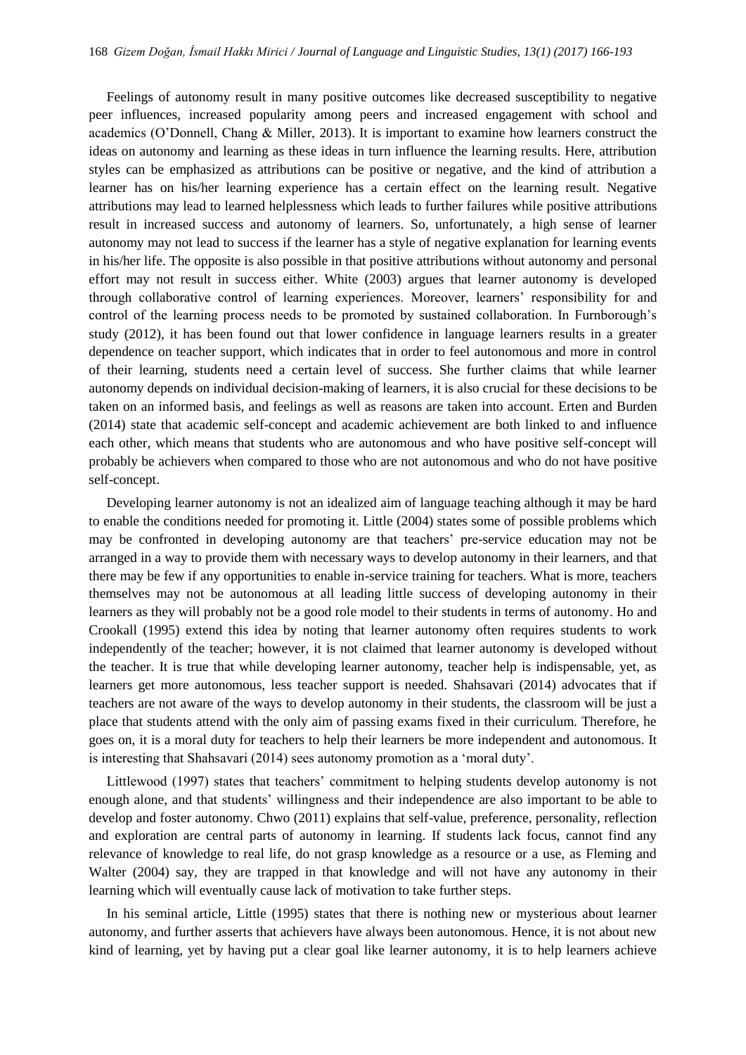Feelings of autonomy result in many positive outcomes like decreased susceptibility to negative peer influences, increased popularity among peers and increased engagement with school and academics (O'Donnell, Chang & Miller, 2013). It is important to examine how learners construct the ideas on autonomy and learning as these ideas in turn influence the learning results. Here, attribution styles can be emphasized as attributions can be positive or negative, and the kind of attribution a learner has on his/her learning experience has a certain effect on the learning result. Negative attributions may lead to learned helplessness which leads to further failures while positive attributions result in increased success and autonomy of learners. So, unfortunately, a high sense of learner autonomy may not lead to success if the learner has a style of negative explanation for learning events in his/her life. The opposite is also possible in that positive attributions without autonomy and personal effort may not result in success either. White (2003) argues that learner autonomy is developed through collaborative control of learning experiences. Moreover, learners' responsibility for and control of the learning process needs to be promoted by sustained collaboration. In Furnborough's study (2012), it has been found out that lower confidence in language learners results in a greater dependence on teacher support, which indicates that in order to feel autonomous and more in control of their learning, students need a certain level of success. She further claims that while learner autonomy depends on individual decision-making of learners, it is also crucial for these decisions to be taken on an informed basis, and feelings as well as reasons are taken into account. Erten and Burden (2014) state that academic self-concept and academic achievement are both linked to and influence each other, which means that students who are autonomous and who have positive self-concept will probably be achievers when compared to those who are not autonomous and who do not have positive self-concept.

Developing learner autonomy is not an idealized aim of language teaching although it may be hard to enable the conditions needed for promoting it. Little (2004) states some of possible problems which may be confronted in developing autonomy are that teachers' pre-service education may not be arranged in a way to provide them with necessary ways to develop autonomy in their learners, and that there may be few if any opportunities to enable in-service training for teachers. What is more, teachers themselves may not be autonomous at all leading little success of developing autonomy in their learners as they will probably not be a good role model to their students in terms of autonomy. Ho and Crookall (1995) extend this idea by noting that learner autonomy often requires students to work independently of the teacher; however, it is not claimed that learner autonomy is developed without the teacher. It is true that while developing learner autonomy, teacher help is indispensable, yet, as learners get more autonomous, less teacher support is needed. Shahsavari (2014) advocates that if teachers are not aware of the ways to develop autonomy in their students, the classroom will be just a place that students attend with the only aim of passing exams fixed in their curriculum. Therefore, he goes on, it is a moral duty for teachers to help their learners be more independent and autonomous. It is interesting that Shahsavari (2014) sees autonomy promotion as a 'moral duty'.

Littlewood (1997) states that teachers' commitment to helping students develop autonomy is not enough alone, and that students' willingness and their independence are also important to be able to develop and foster autonomy. Chwo (2011) explains that self-value, preference, personality, reflection and exploration are central parts of autonomy in learning. If students lack focus, cannot find any relevance of knowledge to real life, do not grasp knowledge as a resource or a use, as Fleming and Walter (2004) say, they are trapped in that knowledge and will not have any autonomy in their learning which will eventually cause lack of motivation to take further steps.

In his seminal article, Little (1995) states that there is nothing new or mysterious about learner autonomy, and further asserts that achievers have always been autonomous. Hence, it is not about new kind of learning, yet by having put a clear goal like learner autonomy, it is to help learners achieve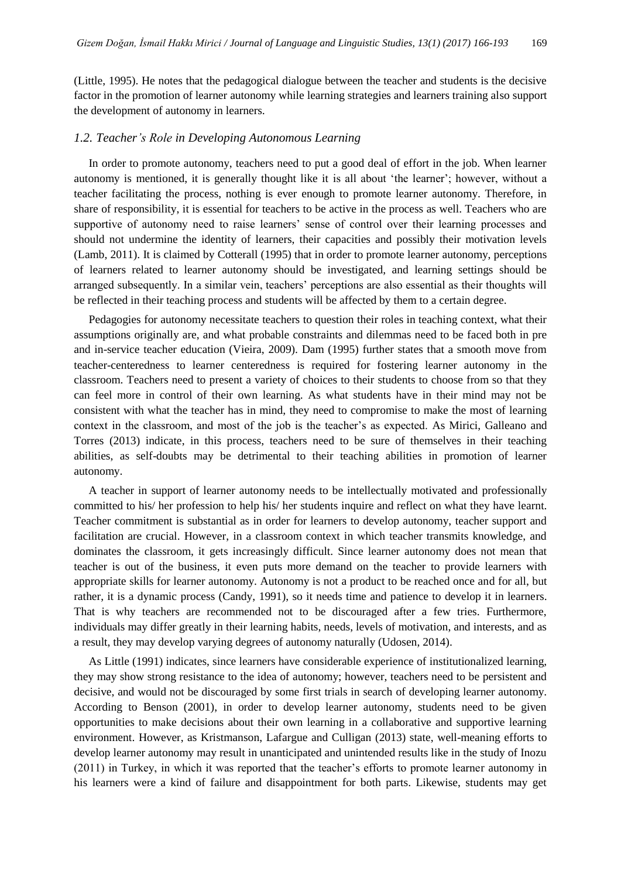(Little, 1995). He notes that the pedagogical dialogue between the teacher and students is the decisive factor in the promotion of learner autonomy while learning strategies and learners training also support the development of autonomy in learners.

### *1.2. Teacher's Role in Developing Autonomous Learning*

In order to promote autonomy, teachers need to put a good deal of effort in the job. When learner autonomy is mentioned, it is generally thought like it is all about 'the learner'; however, without a teacher facilitating the process, nothing is ever enough to promote learner autonomy. Therefore, in share of responsibility, it is essential for teachers to be active in the process as well. Teachers who are supportive of autonomy need to raise learners' sense of control over their learning processes and should not undermine the identity of learners, their capacities and possibly their motivation levels (Lamb, 2011). It is claimed by Cotterall (1995) that in order to promote learner autonomy, perceptions of learners related to learner autonomy should be investigated, and learning settings should be arranged subsequently. In a similar vein, teachers' perceptions are also essential as their thoughts will be reflected in their teaching process and students will be affected by them to a certain degree.

Pedagogies for autonomy necessitate teachers to question their roles in teaching context, what their assumptions originally are, and what probable constraints and dilemmas need to be faced both in pre and in-service teacher education (Vieira, 2009). Dam (1995) further states that a smooth move from teacher-centeredness to learner centeredness is required for fostering learner autonomy in the classroom. Teachers need to present a variety of choices to their students to choose from so that they can feel more in control of their own learning. As what students have in their mind may not be consistent with what the teacher has in mind, they need to compromise to make the most of learning context in the classroom, and most of the job is the teacher's as expected. As Mirici, Galleano and Torres (2013) indicate, in this process, teachers need to be sure of themselves in their teaching abilities, as self-doubts may be detrimental to their teaching abilities in promotion of learner autonomy.

A teacher in support of learner autonomy needs to be intellectually motivated and professionally committed to his/ her profession to help his/ her students inquire and reflect on what they have learnt. Teacher commitment is substantial as in order for learners to develop autonomy, teacher support and facilitation are crucial. However, in a classroom context in which teacher transmits knowledge, and dominates the classroom, it gets increasingly difficult. Since learner autonomy does not mean that teacher is out of the business, it even puts more demand on the teacher to provide learners with appropriate skills for learner autonomy. Autonomy is not a product to be reached once and for all, but rather, it is a dynamic process (Candy, 1991), so it needs time and patience to develop it in learners. That is why teachers are recommended not to be discouraged after a few tries. Furthermore, individuals may differ greatly in their learning habits, needs, levels of motivation, and interests, and as a result, they may develop varying degrees of autonomy naturally (Udosen, 2014).

As Little (1991) indicates, since learners have considerable experience of institutionalized learning, they may show strong resistance to the idea of autonomy; however, teachers need to be persistent and decisive, and would not be discouraged by some first trials in search of developing learner autonomy. According to Benson (2001), in order to develop learner autonomy, students need to be given opportunities to make decisions about their own learning in a collaborative and supportive learning environment. However, as Kristmanson, Lafargue and Culligan (2013) state, well-meaning efforts to develop learner autonomy may result in unanticipated and unintended results like in the study of Inozu (2011) in Turkey, in which it was reported that the teacher's efforts to promote learner autonomy in his learners were a kind of failure and disappointment for both parts. Likewise, students may get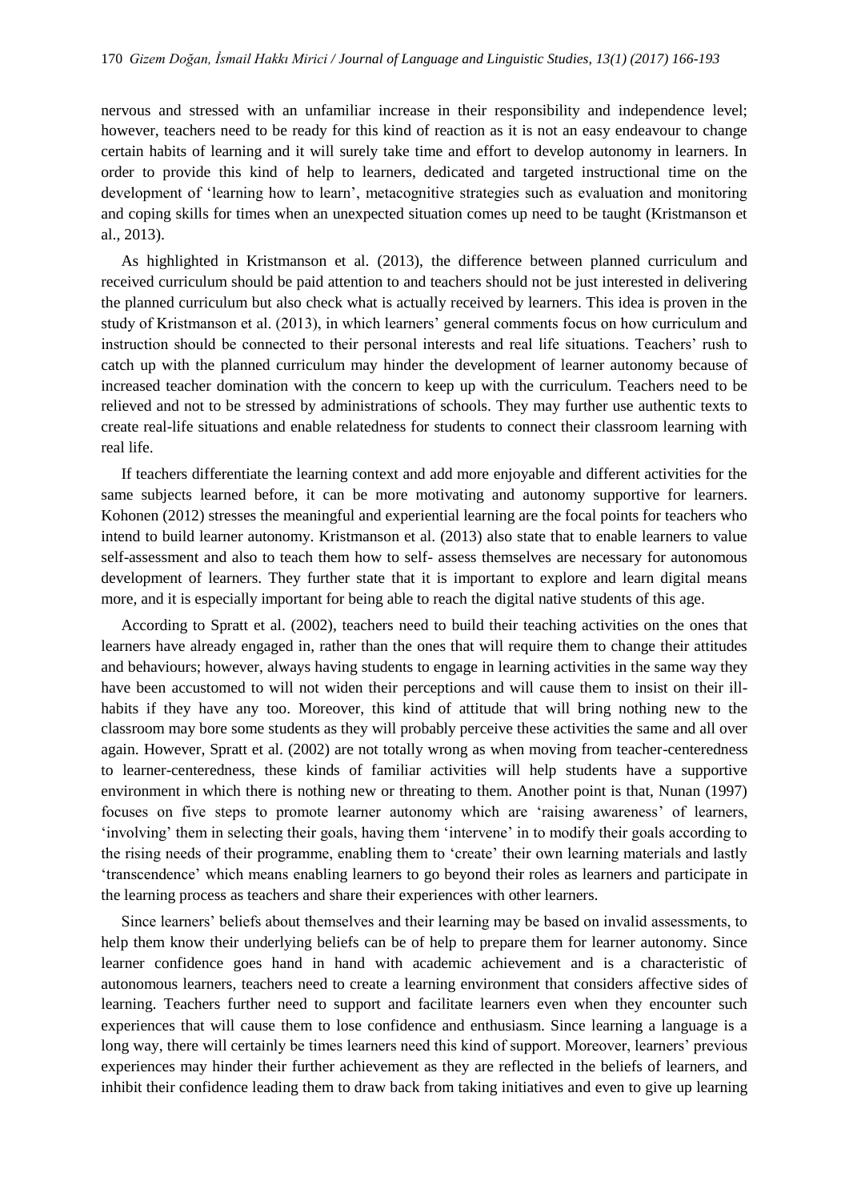nervous and stressed with an unfamiliar increase in their responsibility and independence level; however, teachers need to be ready for this kind of reaction as it is not an easy endeavour to change certain habits of learning and it will surely take time and effort to develop autonomy in learners. In order to provide this kind of help to learners, dedicated and targeted instructional time on the development of 'learning how to learn', metacognitive strategies such as evaluation and monitoring and coping skills for times when an unexpected situation comes up need to be taught (Kristmanson et al., 2013).

As highlighted in Kristmanson et al. (2013), the difference between planned curriculum and received curriculum should be paid attention to and teachers should not be just interested in delivering the planned curriculum but also check what is actually received by learners. This idea is proven in the study of Kristmanson et al. (2013), in which learners' general comments focus on how curriculum and instruction should be connected to their personal interests and real life situations. Teachers' rush to catch up with the planned curriculum may hinder the development of learner autonomy because of increased teacher domination with the concern to keep up with the curriculum. Teachers need to be relieved and not to be stressed by administrations of schools. They may further use authentic texts to create real-life situations and enable relatedness for students to connect their classroom learning with real life.

If teachers differentiate the learning context and add more enjoyable and different activities for the same subjects learned before, it can be more motivating and autonomy supportive for learners. Kohonen (2012) stresses the meaningful and experiential learning are the focal points for teachers who intend to build learner autonomy. Kristmanson et al. (2013) also state that to enable learners to value self-assessment and also to teach them how to self- assess themselves are necessary for autonomous development of learners. They further state that it is important to explore and learn digital means more, and it is especially important for being able to reach the digital native students of this age.

According to Spratt et al. (2002), teachers need to build their teaching activities on the ones that learners have already engaged in, rather than the ones that will require them to change their attitudes and behaviours; however, always having students to engage in learning activities in the same way they have been accustomed to will not widen their perceptions and will cause them to insist on their ill-habits if they have any too. Moreover, this kind of attitude that will bring nothing new to the classroom may bore some students as they will probably perceive these activities the same and all over again. However, Spratt et al. (2002) are not totally wrong as when moving from teacher-centeredness to learner-centeredness, these kinds of familiar activities will help students have a supportive environment in which there is nothing new or threating to them. Another point is that, Nunan (1997) focuses on five steps to promote learner autonomy which are 'raising awareness' of learners, 'involving' them in selecting their goals, having them 'intervene' in to modify their goals according to the rising needs of their programme, enabling them to 'create' their own learning materials and lastly 'transcendence' which means enabling learners to go beyond their roles as learners and participate in the learning process as teachers and share their experiences with other learners.

Since learners' beliefs about themselves and their learning may be based on invalid assessments, to help them know their underlying beliefs can be of help to prepare them for learner autonomy. Since learner confidence goes hand in hand with academic achievement and is a characteristic of autonomous learners, teachers need to create a learning environment that considers affective sides of learning. Teachers further need to support and facilitate learners even when they encounter such experiences that will cause them to lose confidence and enthusiasm. Since learning a language is a long way, there will certainly be times learners need this kind of support. Moreover, learners' previous experiences may hinder their further achievement as they are reflected in the beliefs of learners, and inhibit their confidence leading them to draw back from taking initiatives and even to give up learning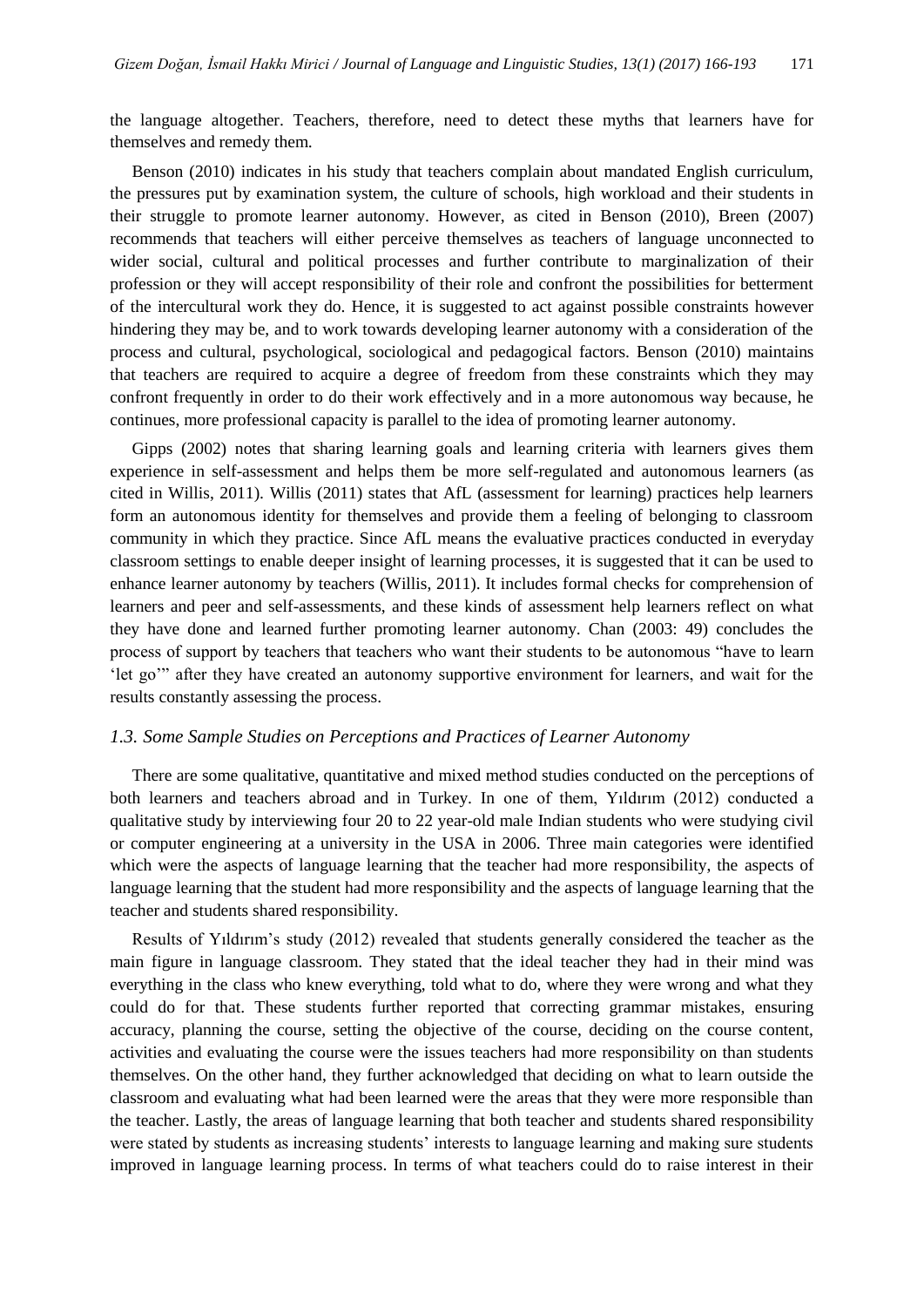the language altogether. Teachers, therefore, need to detect these myths that learners have for themselves and remedy them.

Benson (2010) indicates in his study that teachers complain about mandated English curriculum, the pressures put by examination system, the culture of schools, high workload and their students in their struggle to promote learner autonomy. However, as cited in Benson (2010), Breen (2007) recommends that teachers will either perceive themselves as teachers of language unconnected to wider social, cultural and political processes and further contribute to marginalization of their profession or they will accept responsibility of their role and confront the possibilities for betterment of the intercultural work they do. Hence, it is suggested to act against possible constraints however hindering they may be, and to work towards developing learner autonomy with a consideration of the process and cultural, psychological, sociological and pedagogical factors. Benson (2010) maintains that teachers are required to acquire a degree of freedom from these constraints which they may confront frequently in order to do their work effectively and in a more autonomous way because, he continues, more professional capacity is parallel to the idea of promoting learner autonomy.

Gipps (2002) notes that sharing learning goals and learning criteria with learners gives them experience in self-assessment and helps them be more self-regulated and autonomous learners (as cited in Willis, 2011). Willis (2011) states that AfL (assessment for learning) practices help learners form an autonomous identity for themselves and provide them a feeling of belonging to classroom community in which they practice. Since AfL means the evaluative practices conducted in everyday classroom settings to enable deeper insight of learning processes, it is suggested that it can be used to enhance learner autonomy by teachers (Willis, 2011). It includes formal checks for comprehension of learners and peer and self-assessments, and these kinds of assessment help learners reflect on what they have done and learned further promoting learner autonomy. Chan (2003: 49) concludes the process of support by teachers that teachers who want their students to be autonomous "have to learn 'let go'" after they have created an autonomy supportive environment for learners, and wait for the results constantly assessing the process.

### *1.3. Some Sample Studies on Perceptions and Practices of Learner Autonomy*

There are some qualitative, quantitative and mixed method studies conducted on the perceptions of both learners and teachers abroad and in Turkey. In one of them, Yıldırım (2012) conducted a qualitative study by interviewing four 20 to 22 year-old male Indian students who were studying civil or computer engineering at a university in the USA in 2006. Three main categories were identified which were the aspects of language learning that the teacher had more responsibility, the aspects of language learning that the student had more responsibility and the aspects of language learning that the teacher and students shared responsibility.

Results of Yıldırım's study (2012) revealed that students generally considered the teacher as the main figure in language classroom. They stated that the ideal teacher they had in their mind was everything in the class who knew everything, told what to do, where they were wrong and what they could do for that. These students further reported that correcting grammar mistakes, ensuring accuracy, planning the course, setting the objective of the course, deciding on the course content, activities and evaluating the course were the issues teachers had more responsibility on than students themselves. On the other hand, they further acknowledged that deciding on what to learn outside the classroom and evaluating what had been learned were the areas that they were more responsible than the teacher. Lastly, the areas of language learning that both teacher and students shared responsibility were stated by students as increasing students' interests to language learning and making sure students improved in language learning process. In terms of what teachers could do to raise interest in their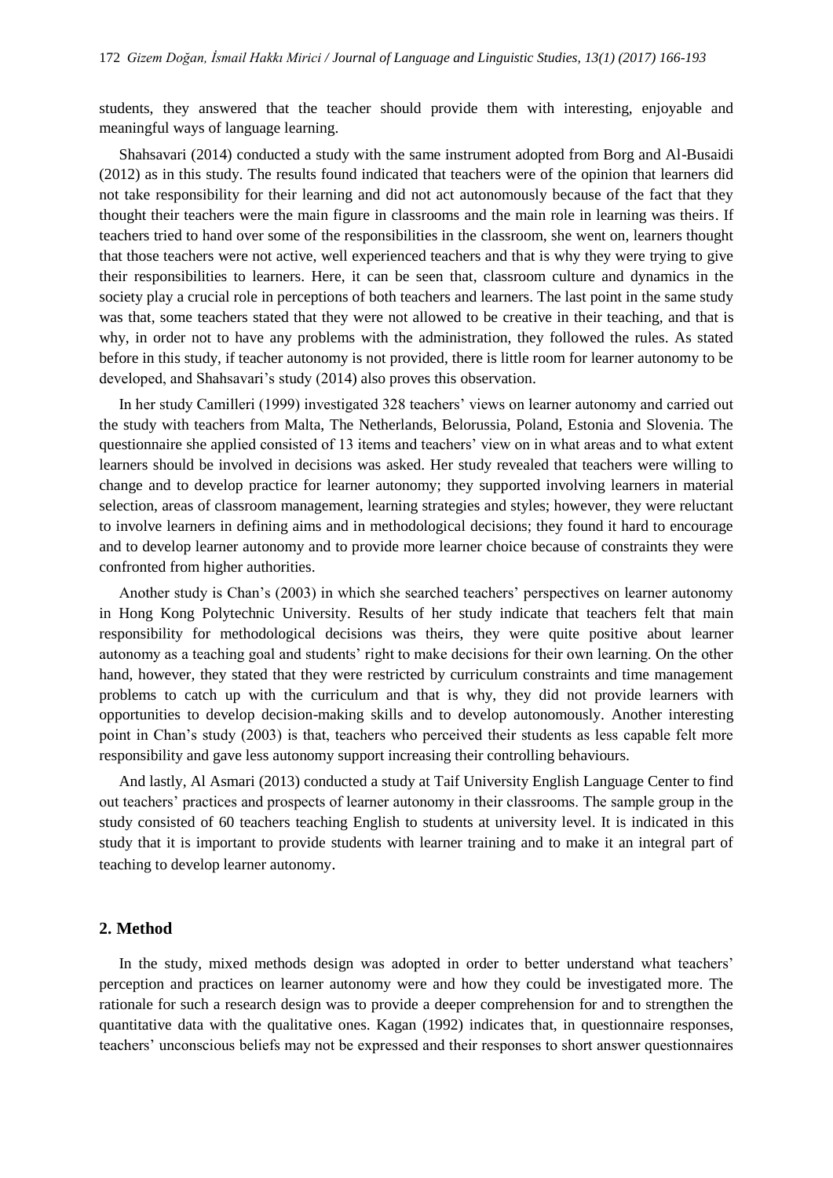students, they answered that the teacher should provide them with interesting, enjoyable and meaningful ways of language learning.

Shahsavari (2014) conducted a study with the same instrument adopted from Borg and Al-Busaidi (2012) as in this study. The results found indicated that teachers were of the opinion that learners did not take responsibility for their learning and did not act autonomously because of the fact that they thought their teachers were the main figure in classrooms and the main role in learning was theirs. If teachers tried to hand over some of the responsibilities in the classroom, she went on, learners thought that those teachers were not active, well experienced teachers and that is why they were trying to give their responsibilities to learners. Here, it can be seen that, classroom culture and dynamics in the society play a crucial role in perceptions of both teachers and learners. The last point in the same study was that, some teachers stated that they were not allowed to be creative in their teaching, and that is why, in order not to have any problems with the administration, they followed the rules. As stated before in this study, if teacher autonomy is not provided, there is little room for learner autonomy to be developed, and Shahsavari's study (2014) also proves this observation.

In her study Camilleri (1999) investigated 328 teachers' views on learner autonomy and carried out the study with teachers from Malta, The Netherlands, Belorussia, Poland, Estonia and Slovenia. The questionnaire she applied consisted of 13 items and teachers' view on in what areas and to what extent learners should be involved in decisions was asked. Her study revealed that teachers were willing to change and to develop practice for learner autonomy; they supported involving learners in material selection, areas of classroom management, learning strategies and styles; however, they were reluctant to involve learners in defining aims and in methodological decisions; they found it hard to encourage and to develop learner autonomy and to provide more learner choice because of constraints they were confronted from higher authorities.

Another study is Chan's (2003) in which she searched teachers' perspectives on learner autonomy in Hong Kong Polytechnic University. Results of her study indicate that teachers felt that main responsibility for methodological decisions was theirs, they were quite positive about learner autonomy as a teaching goal and students' right to make decisions for their own learning. On the other hand, however, they stated that they were restricted by curriculum constraints and time management problems to catch up with the curriculum and that is why, they did not provide learners with opportunities to develop decision-making skills and to develop autonomously. Another interesting point in Chan's study (2003) is that, teachers who perceived their students as less capable felt more responsibility and gave less autonomy support increasing their controlling behaviours.

And lastly, Al Asmari (2013) conducted a study at Taif University English Language Center to find out teachers' practices and prospects of learner autonomy in their classrooms. The sample group in the study consisted of 60 teachers teaching English to students at university level. It is indicated in this study that it is important to provide students with learner training and to make it an integral part of teaching to develop learner autonomy.

## 2. Method

In the study, mixed methods design was adopted in order to better understand what teachers' perception and practices on learner autonomy were and how they could be investigated more. The rationale for such a research design was to provide a deeper comprehension for and to strengthen the quantitative data with the qualitative ones. Kagan (1992) indicates that, in questionnaire responses, teachers' unconscious beliefs may not be expressed and their responses to short answer questionnaires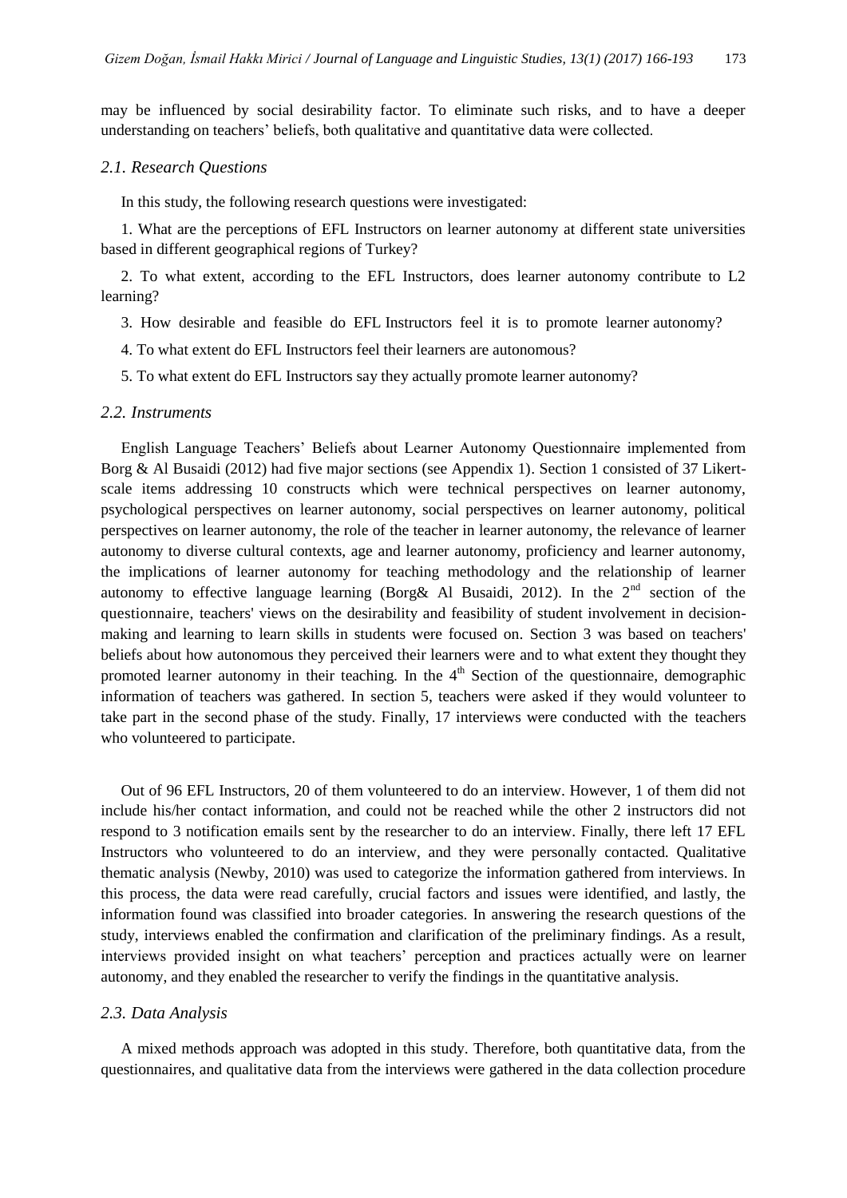may be influenced by social desirability factor. To eliminate such risks, and to have a deeper understanding on teachers' beliefs, both qualitative and quantitative data were collected.

### *2.1. Research Questions*

In this study, the following research questions were investigated:

1. What are the perceptions of EFL Instructors on learner autonomy at different state universities based in different geographical regions of Turkey?

2. To what extent, according to the EFL Instructors, does learner autonomy contribute to L2 learning?

3. How desirable and feasible do EFL Instructors feel it is to promote learner autonomy?

4. To what extent do EFL Instructors feel their learners are autonomous?

5. To what extent do EFL Instructors say they actually promote learner autonomy?

### *2.2. Instruments*

English Language Teachers' Beliefs about Learner Autonomy Questionnaire implemented from Borg & Al Busaidi (2012) had five major sections (see Appendix 1). Section 1 consisted of 37 Likert-scale items addressing 10 constructs which were technical perspectives on learner autonomy, psychological perspectives on learner autonomy, social perspectives on learner autonomy, political perspectives on learner autonomy, the role of the teacher in learner autonomy, the relevance of learner autonomy to diverse cultural contexts, age and learner autonomy, proficiency and learner autonomy, the implications of learner autonomy for teaching methodology and the relationship of learner autonomy to effective language learning (Borg& Al Busaidi, 2012). In the 2[nd] section of the questionnaire, teachers' views on the desirability and feasibility of student involvement in decision-making and learning to learn skills in students were focused on. Section 3 was based on teachers' beliefs about how autonomous they perceived their learners were and to what extent they thought they promoted learner autonomy in their teaching. In the 4[th] Section of the questionnaire, demographic information of teachers was gathered. In section 5, teachers were asked if they would volunteer to take part in the second phase of the study. Finally, 17 interviews were conducted with the teachers who volunteered to participate.

Out of 96 EFL Instructors, 20 of them volunteered to do an interview. However, 1 of them did not include his/her contact information, and could not be reached while the other 2 instructors did not respond to 3 notification emails sent by the researcher to do an interview. Finally, there left 17 EFL Instructors who volunteered to do an interview, and they were personally contacted. Qualitative thematic analysis (Newby, 2010) was used to categorize the information gathered from interviews. In this process, the data were read carefully, crucial factors and issues were identified, and lastly, the information found was classified into broader categories. In answering the research questions of the study, interviews enabled the confirmation and clarification of the preliminary findings. As a result, interviews provided insight on what teachers' perception and practices actually were on learner autonomy, and they enabled the researcher to verify the findings in the quantitative analysis.

### *2.3. Data Analysis*

A mixed methods approach was adopted in this study. Therefore, both quantitative data, from the questionnaires, and qualitative data from the interviews were gathered in the data collection procedure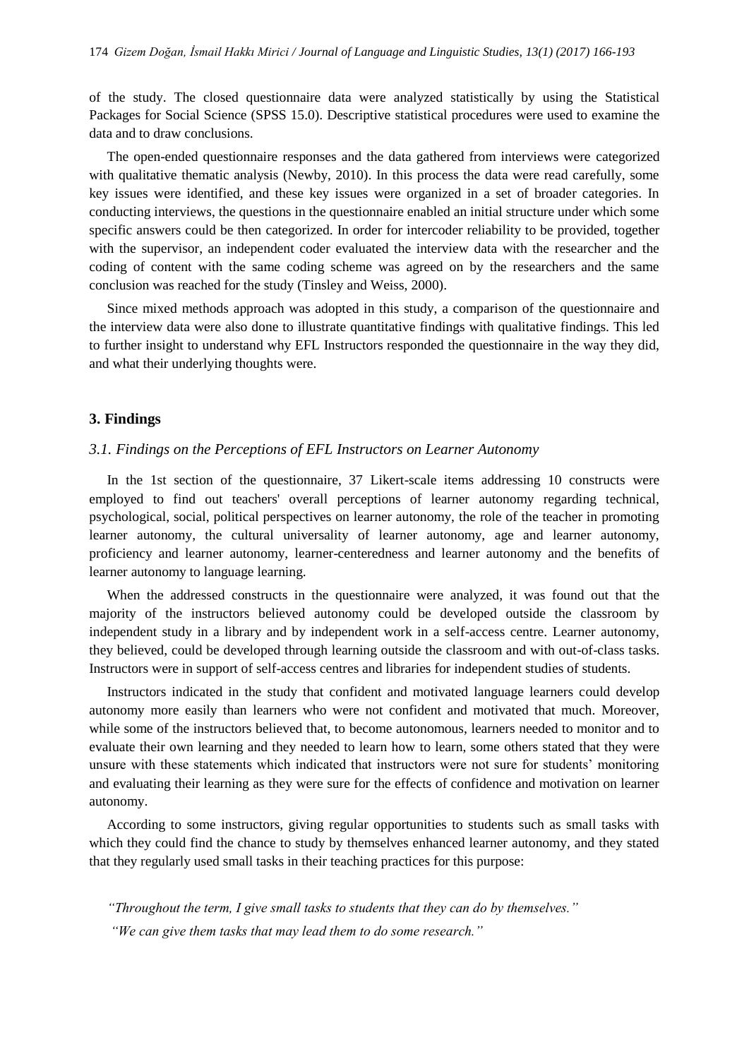of the study. The closed questionnaire data were analyzed statistically by using the Statistical Packages for Social Science (SPSS 15.0). Descriptive statistical procedures were used to examine the data and to draw conclusions.

The open-ended questionnaire responses and the data gathered from interviews were categorized with qualitative thematic analysis (Newby, 2010). In this process the data were read carefully, some key issues were identified, and these key issues were organized in a set of broader categories. In conducting interviews, the questions in the questionnaire enabled an initial structure under which some specific answers could be then categorized. In order for intercoder reliability to be provided, together with the supervisor, an independent coder evaluated the interview data with the researcher and the coding of content with the same coding scheme was agreed on by the researchers and the same conclusion was reached for the study (Tinsley and Weiss, 2000).

Since mixed methods approach was adopted in this study, a comparison of the questionnaire and the interview data were also done to illustrate quantitative findings with qualitative findings. This led to further insight to understand why EFL Instructors responded the questionnaire in the way they did, and what their underlying thoughts were.

## 3. Findings

### *3.1. Findings on the Perceptions of EFL Instructors on Learner Autonomy*

In the 1st section of the questionnaire, 37 Likert-scale items addressing 10 constructs were employed to find out teachers' overall perceptions of learner autonomy regarding technical, psychological, social, political perspectives on learner autonomy, the role of the teacher in promoting learner autonomy, the cultural universality of learner autonomy, age and learner autonomy, proficiency and learner autonomy, learner-centeredness and learner autonomy and the benefits of learner autonomy to language learning.

When the addressed constructs in the questionnaire were analyzed, it was found out that the majority of the instructors believed autonomy could be developed outside the classroom by independent study in a library and by independent work in a self-access centre. Learner autonomy, they believed, could be developed through learning outside the classroom and with out-of-class tasks. Instructors were in support of self-access centres and libraries for independent studies of students.

Instructors indicated in the study that confident and motivated language learners could develop autonomy more easily than learners who were not confident and motivated that much. Moreover, while some of the instructors believed that, to become autonomous, learners needed to monitor and to evaluate their own learning and they needed to learn how to learn, some others stated that they were unsure with these statements which indicated that instructors were not sure for students' monitoring and evaluating their learning as they were sure for the effects of confidence and motivation on learner autonomy.

According to some instructors, giving regular opportunities to students such as small tasks with which they could find the chance to study by themselves enhanced learner autonomy, and they stated that they regularly used small tasks in their teaching practices for this purpose:

*"Throughout the term, I give small tasks to students that they can do by themselves."*

*"We can give them tasks that may lead them to do some research."*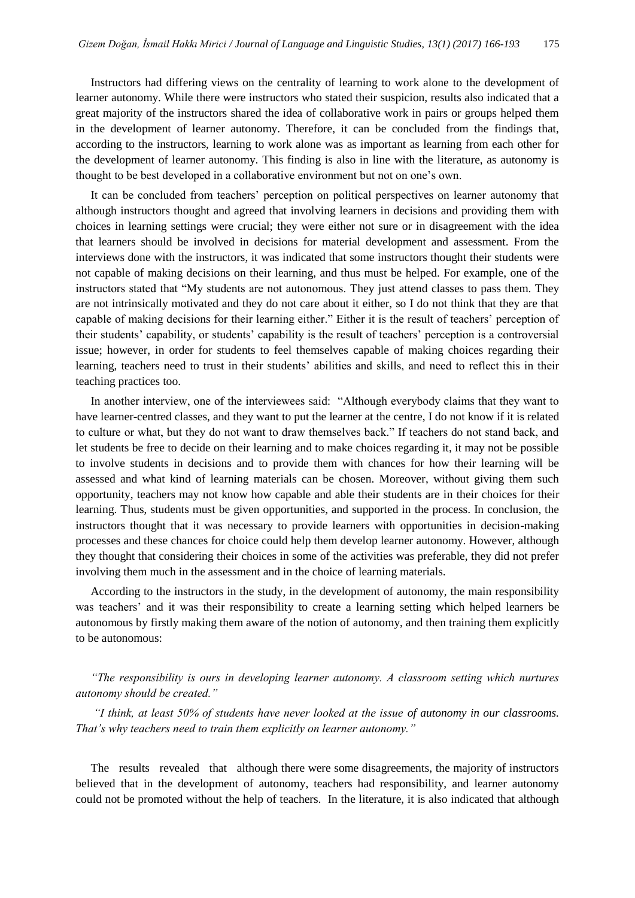Instructors had differing views on the centrality of learning to work alone to the development of learner autonomy. While there were instructors who stated their suspicion, results also indicated that a great majority of the instructors shared the idea of collaborative work in pairs or groups helped them in the development of learner autonomy. Therefore, it can be concluded from the findings that, according to the instructors, learning to work alone was as important as learning from each other for the development of learner autonomy. This finding is also in line with the literature, as autonomy is thought to be best developed in a collaborative environment but not on one's own.

It can be concluded from teachers' perception on political perspectives on learner autonomy that although instructors thought and agreed that involving learners in decisions and providing them with choices in learning settings were crucial; they were either not sure or in disagreement with the idea that learners should be involved in decisions for material development and assessment. From the interviews done with the instructors, it was indicated that some instructors thought their students were not capable of making decisions on their learning, and thus must be helped. For example, one of the instructors stated that "My students are not autonomous. They just attend classes to pass them. They are not intrinsically motivated and they do not care about it either, so I do not think that they are that capable of making decisions for their learning either." Either it is the result of teachers' perception of their students' capability, or students' capability is the result of teachers' perception is a controversial issue; however, in order for students to feel themselves capable of making choices regarding their learning, teachers need to trust in their students' abilities and skills, and need to reflect this in their teaching practices too.

In another interview, one of the interviewees said: "Although everybody claims that they want to have learner-centred classes, and they want to put the learner at the centre, I do not know if it is related to culture or what, but they do not want to draw themselves back." If teachers do not stand back, and let students be free to decide on their learning and to make choices regarding it, it may not be possible to involve students in decisions and to provide them with chances for how their learning will be assessed and what kind of learning materials can be chosen. Moreover, without giving them such opportunity, teachers may not know how capable and able their students are in their choices for their learning. Thus, students must be given opportunities, and supported in the process. In conclusion, the instructors thought that it was necessary to provide learners with opportunities in decision-making processes and these chances for choice could help them develop learner autonomy. However, although they thought that considering their choices in some of the activities was preferable, they did not prefer involving them much in the assessment and in the choice of learning materials.

According to the instructors in the study, in the development of autonomy, the main responsibility was teachers' and it was their responsibility to create a learning setting which helped learners be autonomous by firstly making them aware of the notion of autonomy, and then training them explicitly to be autonomous:

*"The responsibility is ours in developing learner autonomy. A classroom setting which nurtures autonomy should be created."*

*"I think, at least 50% of students have never looked at the issue of autonomy in our classrooms. That's why teachers need to train them explicitly on learner autonomy."*

The results revealed that although there were some disagreements, the majority of instructors believed that in the development of autonomy, teachers had responsibility, and learner autonomy could not be promoted without the help of teachers. In the literature, it is also indicated that although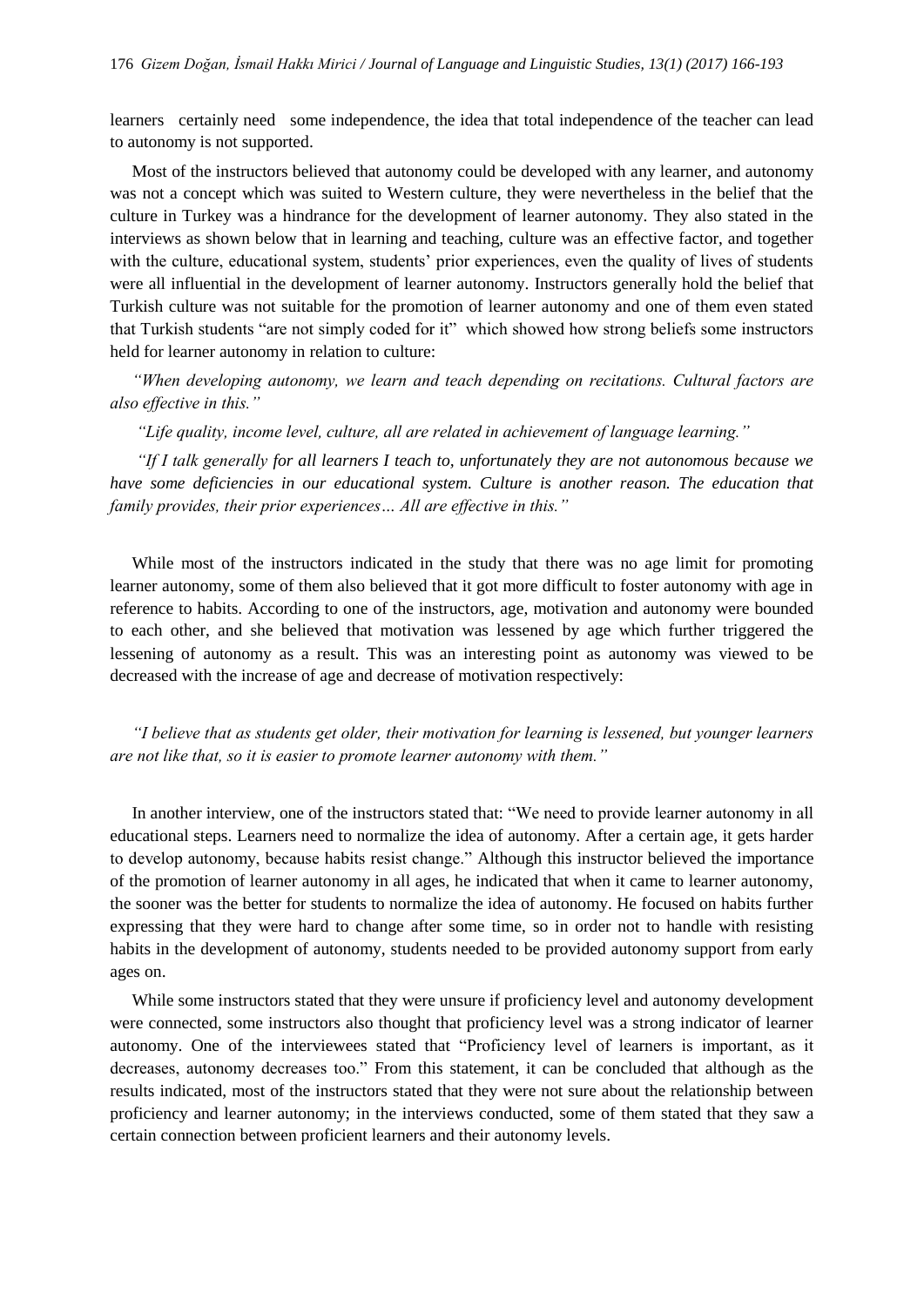learners certainly need some independence, the idea that total independence of the teacher can lead to autonomy is not supported.

Most of the instructors believed that autonomy could be developed with any learner, and autonomy was not a concept which was suited to Western culture, they were nevertheless in the belief that the culture in Turkey was a hindrance for the development of learner autonomy. They also stated in the interviews as shown below that in learning and teaching, culture was an effective factor, and together with the culture, educational system, students' prior experiences, even the quality of lives of students were all influential in the development of learner autonomy. Instructors generally hold the belief that Turkish culture was not suitable for the promotion of learner autonomy and one of them even stated that Turkish students "are not simply coded for it" which showed how strong beliefs some instructors held for learner autonomy in relation to culture:

*"When developing autonomy, we learn and teach depending on recitations. Cultural factors are also effective in this."*

*"Life quality, income level, culture, all are related in achievement of language learning."*

*"If I talk generally for all learners I teach to, unfortunately they are not autonomous because we have some deficiencies in our educational system. Culture is another reason. The education that family provides, their prior experiences… All are effective in this."*

While most of the instructors indicated in the study that there was no age limit for promoting learner autonomy, some of them also believed that it got more difficult to foster autonomy with age in reference to habits. According to one of the instructors, age, motivation and autonomy were bounded to each other, and she believed that motivation was lessened by age which further triggered the lessening of autonomy as a result. This was an interesting point as autonomy was viewed to be decreased with the increase of age and decrease of motivation respectively:

*"I believe that as students get older, their motivation for learning is lessened, but younger learners are not like that, so it is easier to promote learner autonomy with them."*

In another interview, one of the instructors stated that: "We need to provide learner autonomy in all educational steps. Learners need to normalize the idea of autonomy. After a certain age, it gets harder to develop autonomy, because habits resist change." Although this instructor believed the importance of the promotion of learner autonomy in all ages, he indicated that when it came to learner autonomy, the sooner was the better for students to normalize the idea of autonomy. He focused on habits further expressing that they were hard to change after some time, so in order not to handle with resisting habits in the development of autonomy, students needed to be provided autonomy support from early ages on.

While some instructors stated that they were unsure if proficiency level and autonomy development were connected, some instructors also thought that proficiency level was a strong indicator of learner autonomy. One of the interviewees stated that "Proficiency level of learners is important, as it decreases, autonomy decreases too." From this statement, it can be concluded that although as the results indicated, most of the instructors stated that they were not sure about the relationship between proficiency and learner autonomy; in the interviews conducted, some of them stated that they saw a certain connection between proficient learners and their autonomy levels.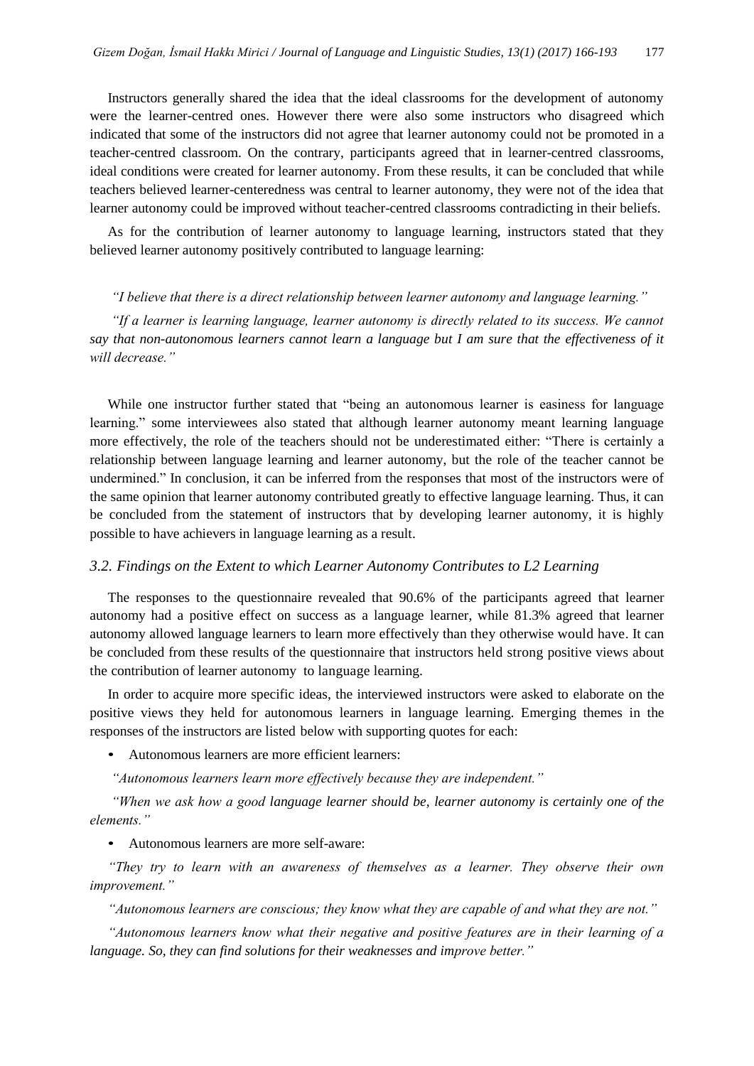Instructors generally shared the idea that the ideal classrooms for the development of autonomy were the learner-centred ones. However there were also some instructors who disagreed which indicated that some of the instructors did not agree that learner autonomy could not be promoted in a teacher-centred classroom. On the contrary, participants agreed that in learner-centred classrooms, ideal conditions were created for learner autonomy. From these results, it can be concluded that while teachers believed learner-centeredness was central to learner autonomy, they were not of the idea that learner autonomy could be improved without teacher-centred classrooms contradicting in their beliefs.

As for the contribution of learner autonomy to language learning, instructors stated that they believed learner autonomy positively contributed to language learning:

*"I believe that there is a direct relationship between learner autonomy and language learning."*

*"If a learner is learning language, learner autonomy is directly related to its success. We cannot say that non-autonomous learners cannot learn a language but I am sure that the effectiveness of it will decrease."*

While one instructor further stated that "being an autonomous learner is easiness for language learning." some interviewees also stated that although learner autonomy meant learning language more effectively, the role of the teachers should not be underestimated either: "There is certainly a relationship between language learning and learner autonomy, but the role of the teacher cannot be undermined." In conclusion, it can be inferred from the responses that most of the instructors were of the same opinion that learner autonomy contributed greatly to effective language learning. Thus, it can be concluded from the statement of instructors that by developing learner autonomy, it is highly possible to have achievers in language learning as a result.

### *3.2. Findings on the Extent to which Learner Autonomy Contributes to L2 Learning*

The responses to the questionnaire revealed that 90.6% of the participants agreed that learner autonomy had a positive effect on success as a language learner, while 81.3% agreed that learner autonomy allowed language learners to learn more effectively than they otherwise would have. It can be concluded from these results of the questionnaire that instructors held strong positive views about the contribution of learner autonomy to language learning.

In order to acquire more specific ideas, the interviewed instructors were asked to elaborate on the positive views they held for autonomous learners in language learning. Emerging themes in the responses of the instructors are listed below with supporting quotes for each:

- Autonomous learners are more efficient learners:

*"Autonomous learners learn more effectively because they are independent."*

*"When we ask how a good language learner should be, learner autonomy is certainly one of the elements."*

- Autonomous learners are more self-aware:

*"They try to learn with an awareness of themselves as a learner. They observe their own improvement."*

*"Autonomous learners are conscious; they know what they are capable of and what they are not."*

*"Autonomous learners know what their negative and positive features are in their learning of a language. So, they can find solutions for their weaknesses and improve better."*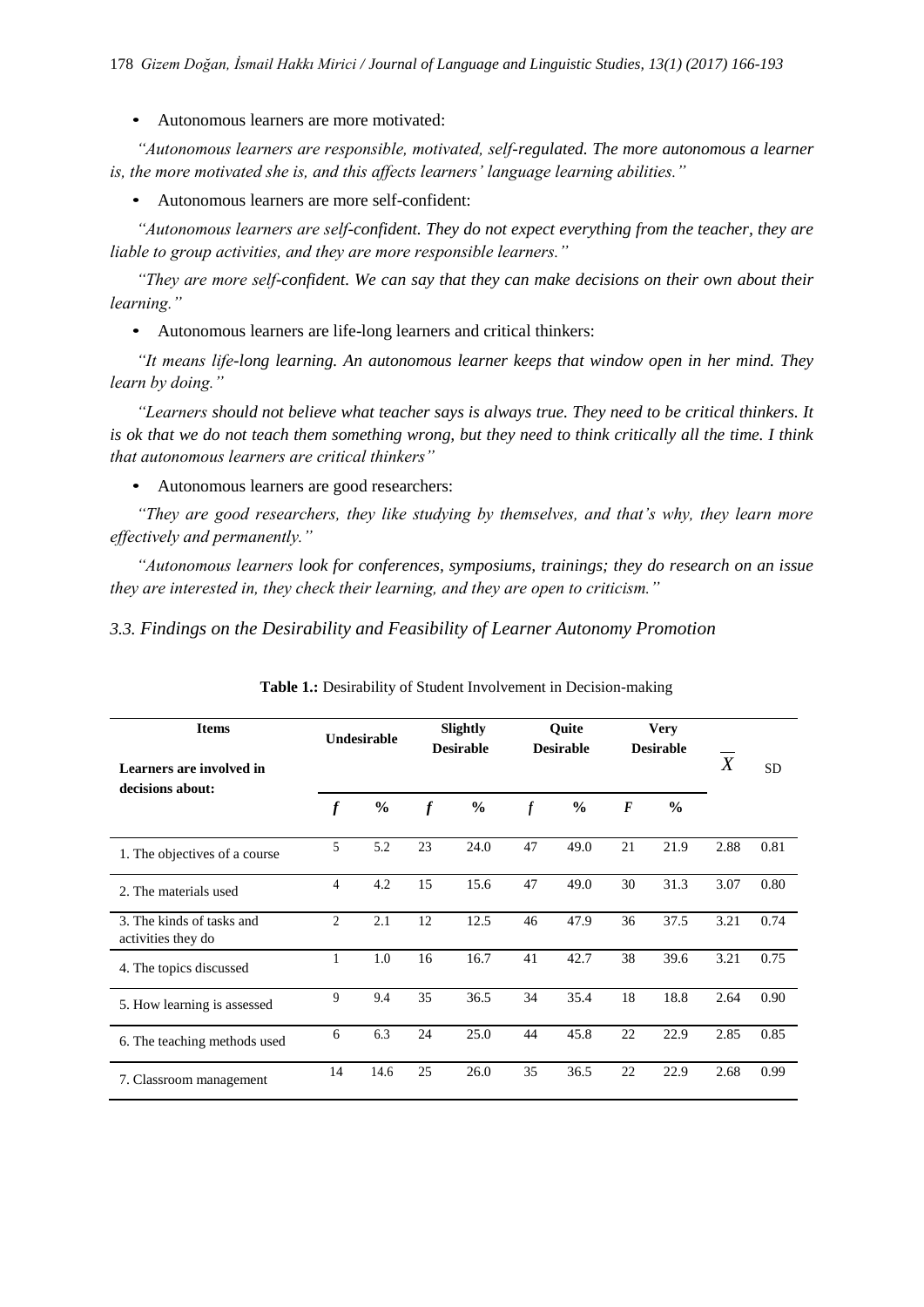- Autonomous learners are more motivated:

*"Autonomous learners are responsible, motivated, self-regulated. The more autonomous a learner is, the more motivated she is, and this affects learners' language learning abilities."*

- Autonomous learners are more self-confident:

*"Autonomous learners are self-confident. They do not expect everything from the teacher, they are liable to group activities, and they are more responsible learners."*

*"They are more self-confident. We can say that they can make decisions on their own about their learning."*

- Autonomous learners are life-long learners and critical thinkers:

*"It means life-long learning. An autonomous learner keeps that window open in her mind. They learn by doing."*

*"Learners should not believe what teacher says is always true. They need to be critical thinkers. It is ok that we do not teach them something wrong, but they need to think critically all the time. I think that autonomous learners are critical thinkers"*

- Autonomous learners are good researchers:

*"They are good researchers, they like studying by themselves, and that's why, they learn more effectively and permanently."*

*"Autonomous learners look for conferences, symposiums, trainings; they do research on an issue they are interested in, they check their learning, and they are open to criticism."*

### *3.3. Findings on the Desirability and Feasibility of Learner Autonomy Promotion*

**Table 1.:** Desirability of Student Involvement in Decision-making

| **Items** — **Learners are involved in decisions about:** | **Undesirable** | | **Slightly Desirable** | | **Quite Desirable** | | **Very Desirable** | | $\overline{X}$ | SD |
|---|---|---|---|---|---|---|---|---|---|---|
| | *f* | **%** | *f* | **%** | *f* | **%** | *F* | **%** | | |
| 1. The objectives of a course | 5 | 5.2 | 23 | 24.0 | 47 | 49.0 | 21 | 21.9 | 2.88 | 0.81 |
| 2. The materials used | 4 | 4.2 | 15 | 15.6 | 47 | 49.0 | 30 | 31.3 | 3.07 | 0.80 |
| 3. The kinds of tasks and activities they do | 2 | 2.1 | 12 | 12.5 | 46 | 47.9 | 36 | 37.5 | 3.21 | 0.74 |
| 4. The topics discussed | 1 | 1.0 | 16 | 16.7 | 41 | 42.7 | 38 | 39.6 | 3.21 | 0.75 |
| 5. How learning is assessed | 9 | 9.4 | 35 | 36.5 | 34 | 35.4 | 18 | 18.8 | 2.64 | 0.90 |
| 6. The teaching methods used | 6 | 6.3 | 24 | 25.0 | 44 | 45.8 | 22 | 22.9 | 2.85 | 0.85 |
| 7. Classroom management | 14 | 14.6 | 25 | 26.0 | 35 | 36.5 | 22 | 22.9 | 2.68 | 0.99 |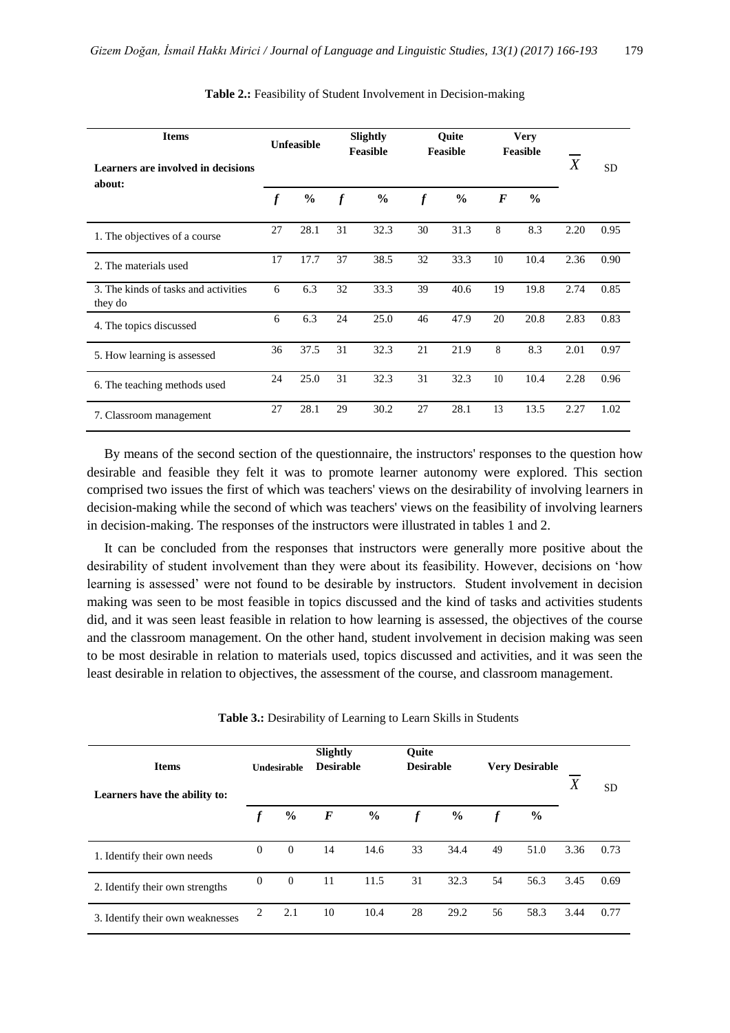**Table 2.:** Feasibility of Student Involvement in Decision-making

| Items<br>Learners are involved in decisions about: | Unfeasible | | Slightly Feasible | | Quite Feasible | | Very Feasible | | $\overline{X}$ | SD |
|---|---|---|---|---|---|---|---|---|---|---|
| | *f* | % | *f* | % | *f* | % | *F* | % | | |
| 1. The objectives of a course | 27 | 28.1 | 31 | 32.3 | 30 | 31.3 | 8 | 8.3 | 2.20 | 0.95 |
| 2. The materials used | 17 | 17.7 | 37 | 38.5 | 32 | 33.3 | 10 | 10.4 | 2.36 | 0.90 |
| 3. The kinds of tasks and activities they do | 6 | 6.3 | 32 | 33.3 | 39 | 40.6 | 19 | 19.8 | 2.74 | 0.85 |
| 4. The topics discussed | 6 | 6.3 | 24 | 25.0 | 46 | 47.9 | 20 | 20.8 | 2.83 | 0.83 |
| 5. How learning is assessed | 36 | 37.5 | 31 | 32.3 | 21 | 21.9 | 8 | 8.3 | 2.01 | 0.97 |
| 6. The teaching methods used | 24 | 25.0 | 31 | 32.3 | 31 | 32.3 | 10 | 10.4 | 2.28 | 0.96 |
| 7. Classroom management | 27 | 28.1 | 29 | 30.2 | 27 | 28.1 | 13 | 13.5 | 2.27 | 1.02 |

By means of the second section of the questionnaire, the instructors' responses to the question how desirable and feasible they felt it was to promote learner autonomy were explored. This section comprised two issues the first of which was teachers' views on the desirability of involving learners in decision-making while the second of which was teachers' views on the feasibility of involving learners in decision-making. The responses of the instructors were illustrated in tables 1 and 2.

It can be concluded from the responses that instructors were generally more positive about the desirability of student involvement than they were about its feasibility. However, decisions on 'how learning is assessed' were not found to be desirable by instructors. Student involvement in decision making was seen to be most feasible in topics discussed and the kind of tasks and activities students did, and it was seen least feasible in relation to how learning is assessed, the objectives of the course and the classroom management. On the other hand, student involvement in decision making was seen to be most desirable in relation to materials used, topics discussed and activities, and it was seen the least desirable in relation to objectives, the assessment of the course, and classroom management.

**Table 3.:** Desirability of Learning to Learn Skills in Students

| Items<br>Learners have the ability to: | Undesirable | | Slightly Desirable | | Quite Desirable | | Very Desirable | | $\overline{X}$ | SD |
|---|---|---|---|---|---|---|---|---|---|---|
| | *f* | % | *F* | % | *f* | % | *f* | % | | |
| 1. Identify their own needs | 0 | 0 | 14 | 14.6 | 33 | 34.4 | 49 | 51.0 | 3.36 | 0.73 |
| 2. Identify their own strengths | 0 | 0 | 11 | 11.5 | 31 | 32.3 | 54 | 56.3 | 3.45 | 0.69 |
| 3. Identify their own weaknesses | 2 | 2.1 | 10 | 10.4 | 28 | 29.2 | 56 | 58.3 | 3.44 | 0.77 |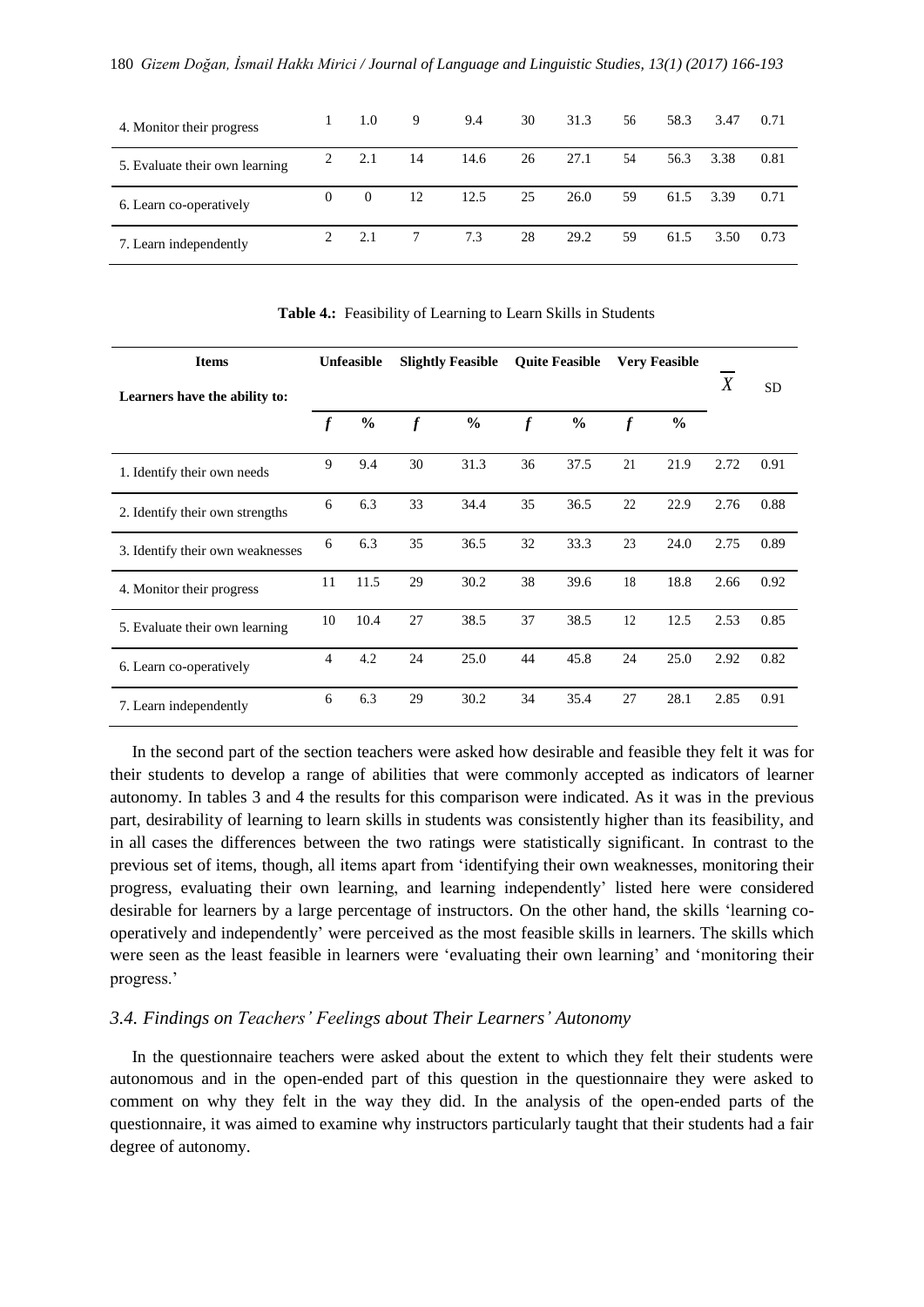| 4. Monitor their progress | 1 | 1.0 | 9 | 9.4 | 30 | 31.3 | 56 | 58.3 | 3.47 | 0.71 |
|---|---|---|---|---|---|---|---|---|---|---|
| 5. Evaluate their own learning | 2 | 2.1 | 14 | 14.6 | 26 | 27.1 | 54 | 56.3 | 3.38 | 0.81 |
| 6. Learn co-operatively | 0 | 0 | 12 | 12.5 | 25 | 26.0 | 59 | 61.5 | 3.39 | 0.71 |
| 7. Learn independently | 2 | 2.1 | 7 | 7.3 | 28 | 29.2 | 59 | 61.5 | 3.50 | 0.73 |

**Table 4.:** Feasibility of Learning to Learn Skills in Students

| Items<br>Learners have the ability to: | Unfeasible | | Slightly Feasible | | Quite Feasible | | Very Feasible | | $\overline{X}$ | SD |
|---|---|---|---|---|---|---|---|---|---|---|
| | *f* | % | *f* | % | *f* | % | *f* | % | | |
| 1. Identify their own needs | 9 | 9.4 | 30 | 31.3 | 36 | 37.5 | 21 | 21.9 | 2.72 | 0.91 |
| 2. Identify their own strengths | 6 | 6.3 | 33 | 34.4 | 35 | 36.5 | 22 | 22.9 | 2.76 | 0.88 |
| 3. Identify their own weaknesses | 6 | 6.3 | 35 | 36.5 | 32 | 33.3 | 23 | 24.0 | 2.75 | 0.89 |
| 4. Monitor their progress | 11 | 11.5 | 29 | 30.2 | 38 | 39.6 | 18 | 18.8 | 2.66 | 0.92 |
| 5. Evaluate their own learning | 10 | 10.4 | 27 | 38.5 | 37 | 38.5 | 12 | 12.5 | 2.53 | 0.85 |
| 6. Learn co-operatively | 4 | 4.2 | 24 | 25.0 | 44 | 45.8 | 24 | 25.0 | 2.92 | 0.82 |
| 7. Learn independently | 6 | 6.3 | 29 | 30.2 | 34 | 35.4 | 27 | 28.1 | 2.85 | 0.91 |

In the second part of the section teachers were asked how desirable and feasible they felt it was for their students to develop a range of abilities that were commonly accepted as indicators of learner autonomy. In tables 3 and 4 the results for this comparison were indicated. As it was in the previous part, desirability of learning to learn skills in students was consistently higher than its feasibility, and in all cases the differences between the two ratings were statistically significant. In contrast to the previous set of items, though, all items apart from 'identifying their own weaknesses, monitoring their progress, evaluating their own learning, and learning independently' listed here were considered desirable for learners by a large percentage of instructors. On the other hand, the skills 'learning co-operatively and independently' were perceived as the most feasible skills in learners. The skills which were seen as the least feasible in learners were 'evaluating their own learning' and 'monitoring their progress.'

### *3.4. Findings on Teachers' Feelings about Their Learners' Autonomy*

In the questionnaire teachers were asked about the extent to which they felt their students were autonomous and in the open-ended part of this question in the questionnaire they were asked to comment on why they felt in the way they did. In the analysis of the open-ended parts of the questionnaire, it was aimed to examine why instructors particularly taught that their students had a fair degree of autonomy.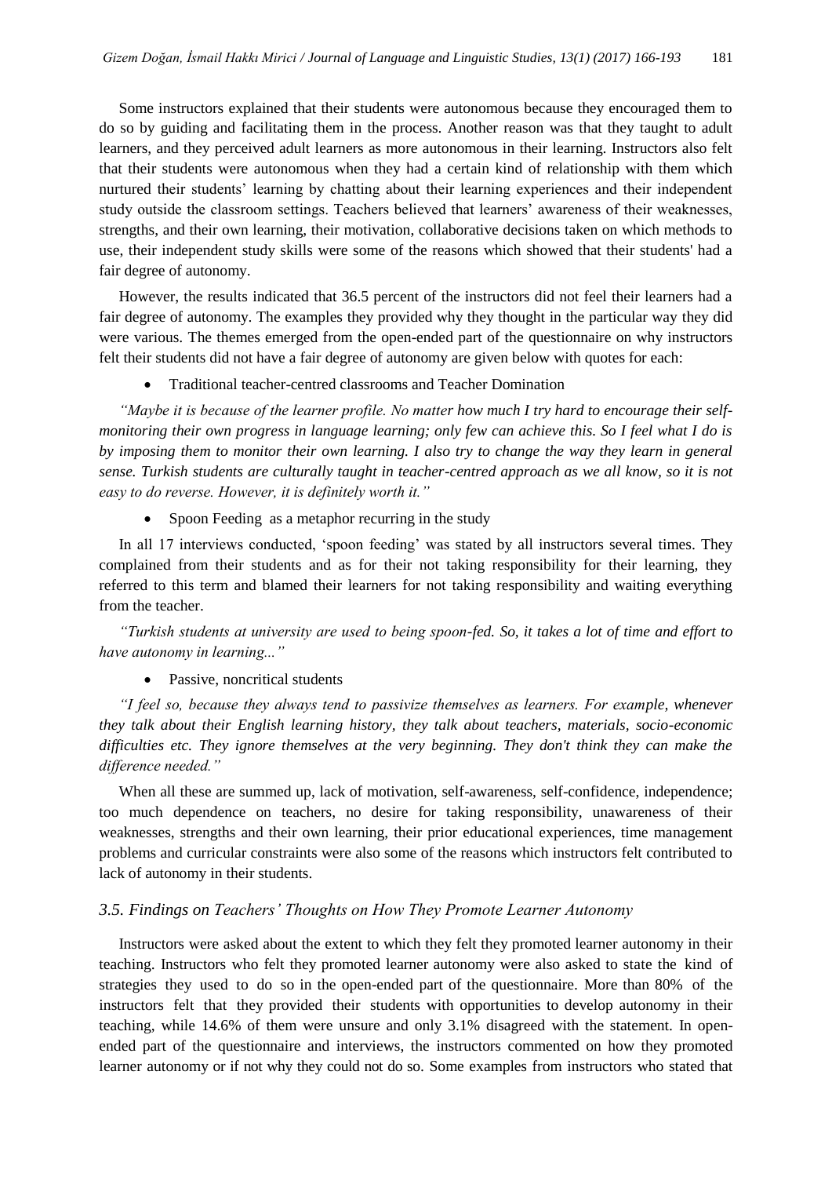Some instructors explained that their students were autonomous because they encouraged them to do so by guiding and facilitating them in the process. Another reason was that they taught to adult learners, and they perceived adult learners as more autonomous in their learning. Instructors also felt that their students were autonomous when they had a certain kind of relationship with them which nurtured their students' learning by chatting about their learning experiences and their independent study outside the classroom settings. Teachers believed that learners' awareness of their weaknesses, strengths, and their own learning, their motivation, collaborative decisions taken on which methods to use, their independent study skills were some of the reasons which showed that their students' had a fair degree of autonomy.

However, the results indicated that 36.5 percent of the instructors did not feel their learners had a fair degree of autonomy. The examples they provided why they thought in the particular way they did were various. The themes emerged from the open-ended part of the questionnaire on why instructors felt their students did not have a fair degree of autonomy are given below with quotes for each:

- Traditional teacher-centred classrooms and Teacher Domination

*"Maybe it is because of the learner profile. No matter how much I try hard to encourage their self-monitoring their own progress in language learning; only few can achieve this. So I feel what I do is by imposing them to monitor their own learning. I also try to change the way they learn in general sense. Turkish students are culturally taught in teacher-centred approach as we all know, so it is not easy to do reverse. However, it is definitely worth it."*

- Spoon Feeding as a metaphor recurring in the study

In all 17 interviews conducted, 'spoon feeding' was stated by all instructors several times. They complained from their students and as for their not taking responsibility for their learning, they referred to this term and blamed their learners for not taking responsibility and waiting everything from the teacher.

*"Turkish students at university are used to being spoon-fed. So, it takes a lot of time and effort to have autonomy in learning..."*

- Passive, noncritical students

*"I feel so, because they always tend to passivize themselves as learners. For example, whenever they talk about their English learning history, they talk about teachers, materials, socio-economic difficulties etc. They ignore themselves at the very beginning. They don't think they can make the difference needed."*

When all these are summed up, lack of motivation, self-awareness, self-confidence, independence; too much dependence on teachers, no desire for taking responsibility, unawareness of their weaknesses, strengths and their own learning, their prior educational experiences, time management problems and curricular constraints were also some of the reasons which instructors felt contributed to lack of autonomy in their students.

### *3.5. Findings on Teachers' Thoughts on How They Promote Learner Autonomy*

Instructors were asked about the extent to which they felt they promoted learner autonomy in their teaching. Instructors who felt they promoted learner autonomy were also asked to state the kind of strategies they used to do so in the open-ended part of the questionnaire. More than 80% of the instructors felt that they provided their students with opportunities to develop autonomy in their teaching, while 14.6% of them were unsure and only 3.1% disagreed with the statement. In open-ended part of the questionnaire and interviews, the instructors commented on how they promoted learner autonomy or if not why they could not do so. Some examples from instructors who stated that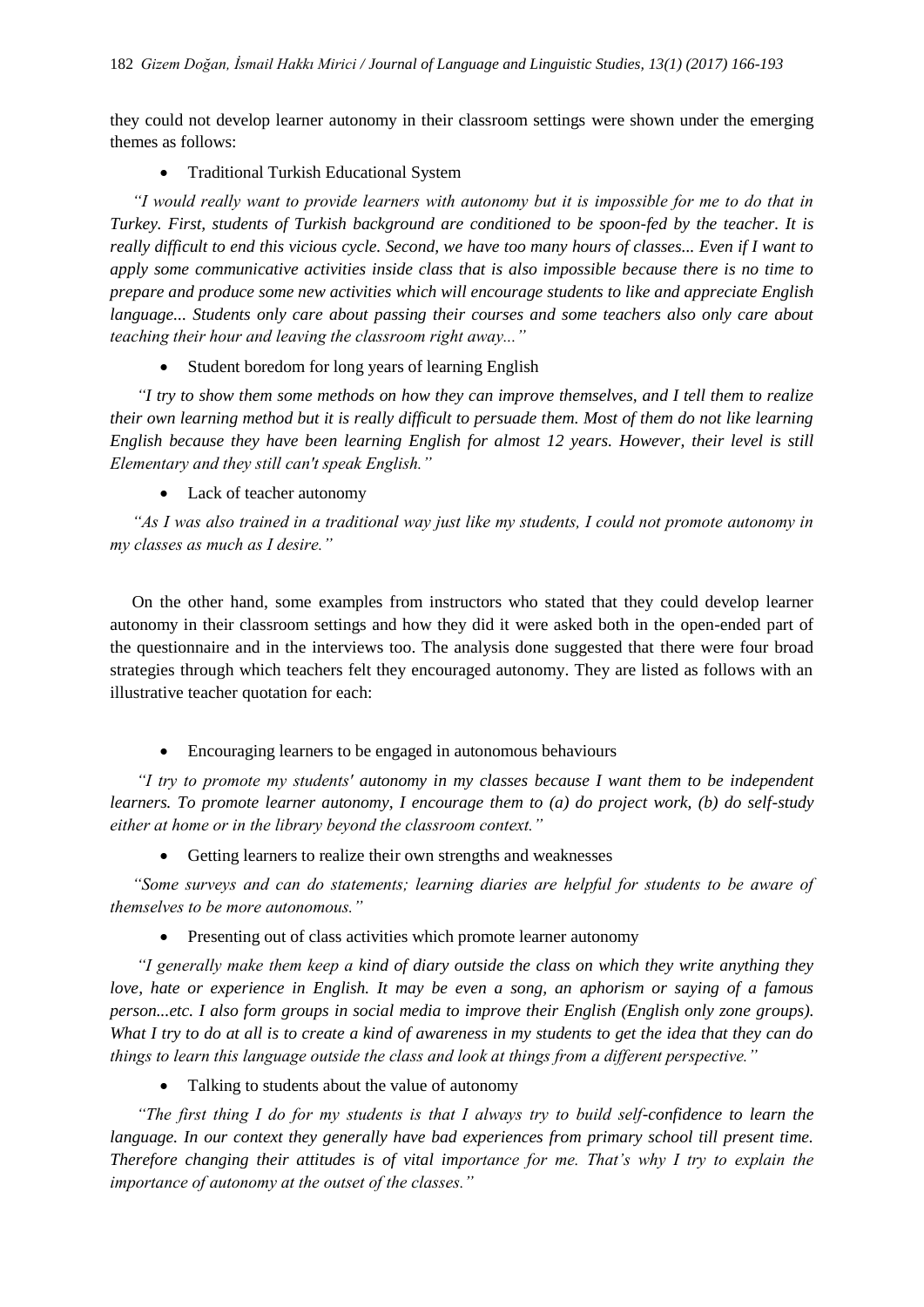they could not develop learner autonomy in their classroom settings were shown under the emerging themes as follows:

- Traditional Turkish Educational System

*"I would really want to provide learners with autonomy but it is impossible for me to do that in Turkey. First, students of Turkish background are conditioned to be spoon-fed by the teacher. It is really difficult to end this vicious cycle. Second, we have too many hours of classes... Even if I want to apply some communicative activities inside class that is also impossible because there is no time to prepare and produce some new activities which will encourage students to like and appreciate English language... Students only care about passing their courses and some teachers also only care about teaching their hour and leaving the classroom right away..."*

- Student boredom for long years of learning English

*"I try to show them some methods on how they can improve themselves, and I tell them to realize their own learning method but it is really difficult to persuade them. Most of them do not like learning English because they have been learning English for almost 12 years. However, their level is still Elementary and they still can't speak English."*

- Lack of teacher autonomy

*"As I was also trained in a traditional way just like my students, I could not promote autonomy in my classes as much as I desire."*

On the other hand, some examples from instructors who stated that they could develop learner autonomy in their classroom settings and how they did it were asked both in the open-ended part of the questionnaire and in the interviews too. The analysis done suggested that there were four broad strategies through which teachers felt they encouraged autonomy. They are listed as follows with an illustrative teacher quotation for each:

- Encouraging learners to be engaged in autonomous behaviours

*"I try to promote my students' autonomy in my classes because I want them to be independent learners. To promote learner autonomy, I encourage them to (a) do project work, (b) do self-study either at home or in the library beyond the classroom context."*

- Getting learners to realize their own strengths and weaknesses

*"Some surveys and can do statements; learning diaries are helpful for students to be aware of themselves to be more autonomous."*

- Presenting out of class activities which promote learner autonomy

*"I generally make them keep a kind of diary outside the class on which they write anything they love, hate or experience in English. It may be even a song, an aphorism or saying of a famous person...etc. I also form groups in social media to improve their English (English only zone groups). What I try to do at all is to create a kind of awareness in my students to get the idea that they can do things to learn this language outside the class and look at things from a different perspective."*

- Talking to students about the value of autonomy

*"The first thing I do for my students is that I always try to build self-confidence to learn the language. In our context they generally have bad experiences from primary school till present time. Therefore changing their attitudes is of vital importance for me. That's why I try to explain the importance of autonomy at the outset of the classes."*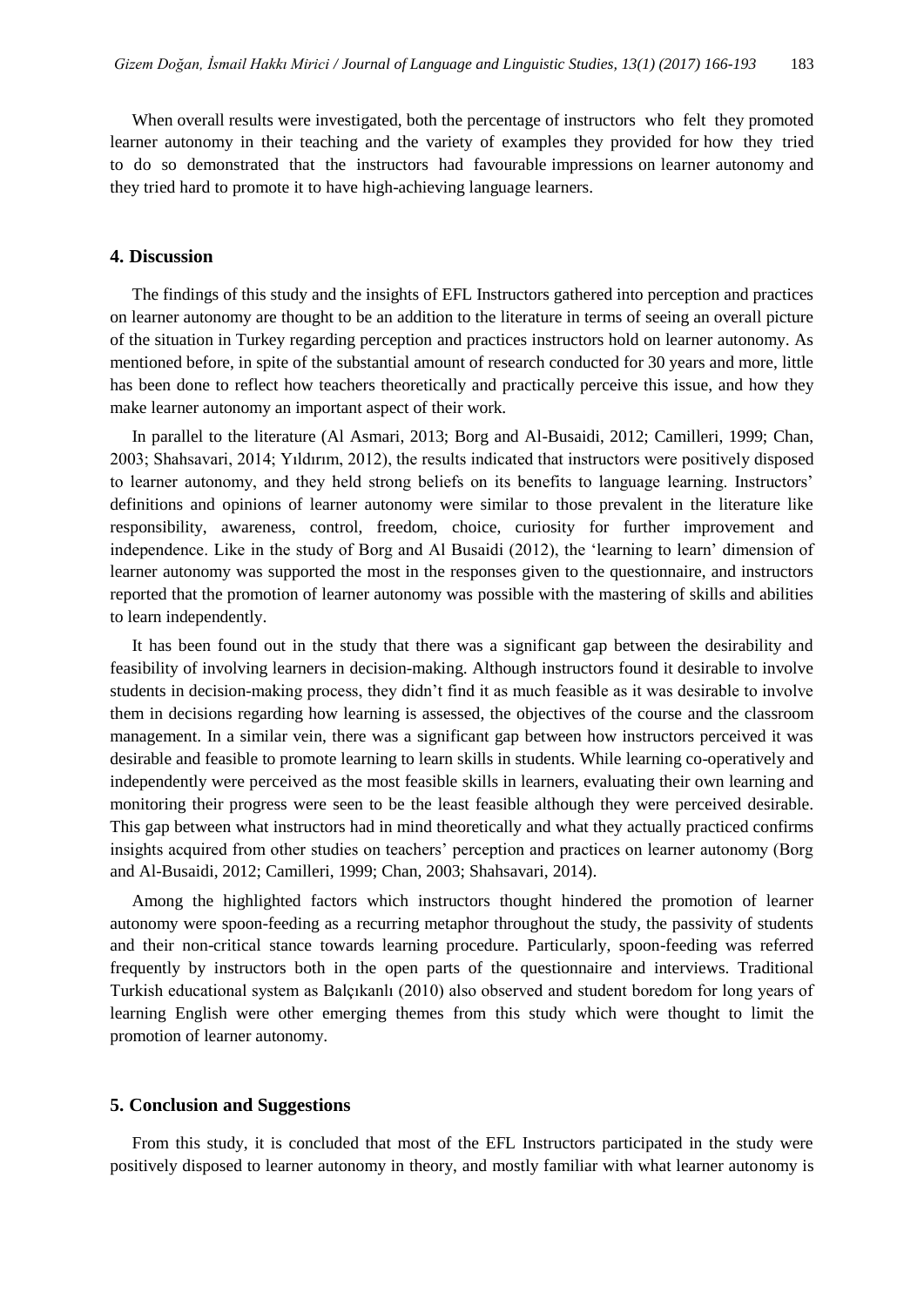When overall results were investigated, both the percentage of instructors who felt they promoted learner autonomy in their teaching and the variety of examples they provided for how they tried to do so demonstrated that the instructors had favourable impressions on learner autonomy and they tried hard to promote it to have high-achieving language learners.

## 4. Discussion

The findings of this study and the insights of EFL Instructors gathered into perception and practices on learner autonomy are thought to be an addition to the literature in terms of seeing an overall picture of the situation in Turkey regarding perception and practices instructors hold on learner autonomy. As mentioned before, in spite of the substantial amount of research conducted for 30 years and more, little has been done to reflect how teachers theoretically and practically perceive this issue, and how they make learner autonomy an important aspect of their work.

In parallel to the literature (Al Asmari, 2013; Borg and Al-Busaidi, 2012; Camilleri, 1999; Chan, 2003; Shahsavari, 2014; Yıldırım, 2012), the results indicated that instructors were positively disposed to learner autonomy, and they held strong beliefs on its benefits to language learning. Instructors' definitions and opinions of learner autonomy were similar to those prevalent in the literature like responsibility, awareness, control, freedom, choice, curiosity for further improvement and independence. Like in the study of Borg and Al Busaidi (2012), the 'learning to learn' dimension of learner autonomy was supported the most in the responses given to the questionnaire, and instructors reported that the promotion of learner autonomy was possible with the mastering of skills and abilities to learn independently.

It has been found out in the study that there was a significant gap between the desirability and feasibility of involving learners in decision-making. Although instructors found it desirable to involve students in decision-making process, they didn't find it as much feasible as it was desirable to involve them in decisions regarding how learning is assessed, the objectives of the course and the classroom management. In a similar vein, there was a significant gap between how instructors perceived it was desirable and feasible to promote learning to learn skills in students. While learning co-operatively and independently were perceived as the most feasible skills in learners, evaluating their own learning and monitoring their progress were seen to be the least feasible although they were perceived desirable. This gap between what instructors had in mind theoretically and what they actually practiced confirms insights acquired from other studies on teachers' perception and practices on learner autonomy (Borg and Al-Busaidi, 2012; Camilleri, 1999; Chan, 2003; Shahsavari, 2014).

Among the highlighted factors which instructors thought hindered the promotion of learner autonomy were spoon-feeding as a recurring metaphor throughout the study, the passivity of students and their non-critical stance towards learning procedure. Particularly, spoon-feeding was referred frequently by instructors both in the open parts of the questionnaire and interviews. Traditional Turkish educational system as Balçıkanlı (2010) also observed and student boredom for long years of learning English were other emerging themes from this study which were thought to limit the promotion of learner autonomy.

## 5. Conclusion and Suggestions

From this study, it is concluded that most of the EFL Instructors participated in the study were positively disposed to learner autonomy in theory, and mostly familiar with what learner autonomy is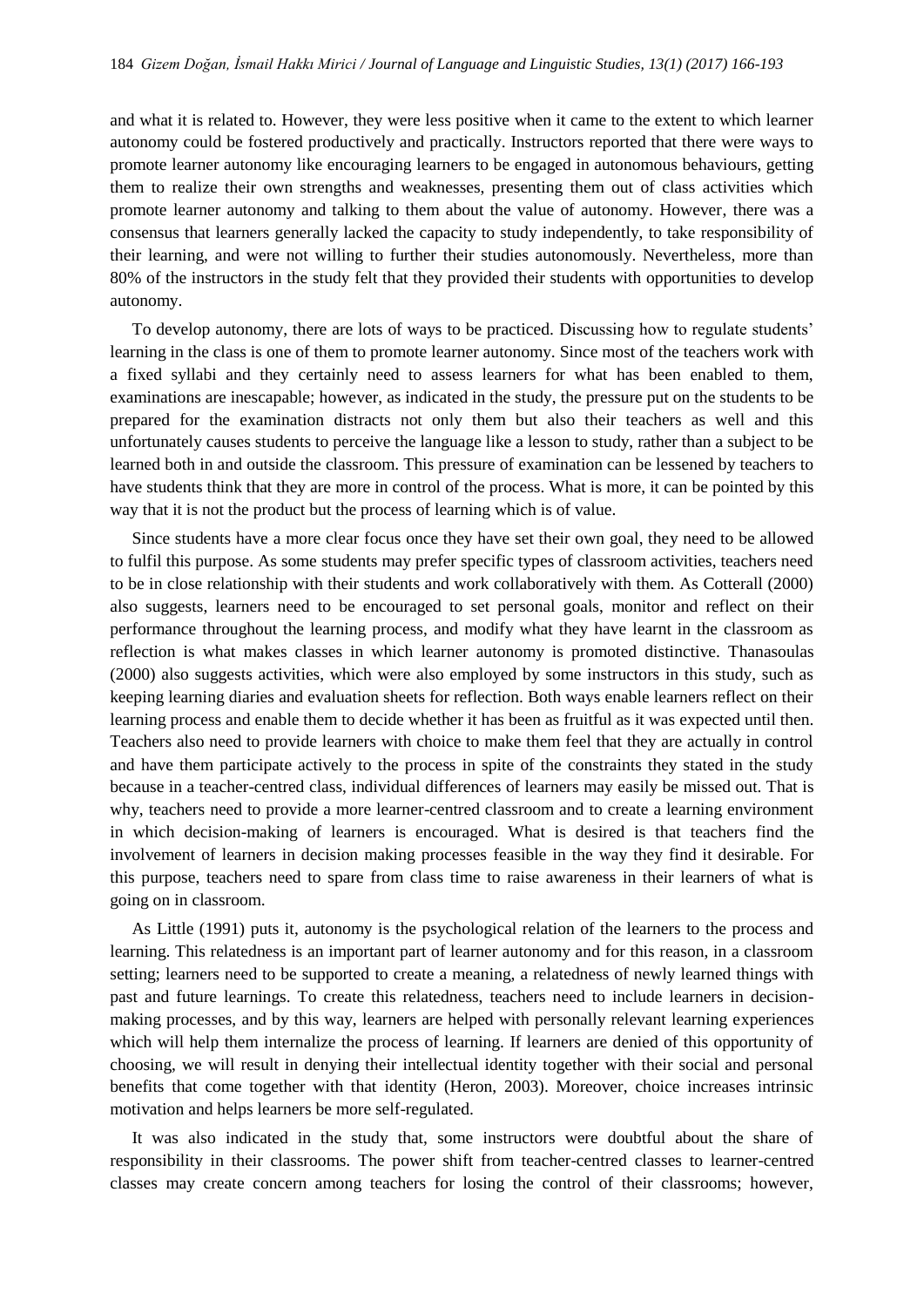and what it is related to. However, they were less positive when it came to the extent to which learner autonomy could be fostered productively and practically. Instructors reported that there were ways to promote learner autonomy like encouraging learners to be engaged in autonomous behaviours, getting them to realize their own strengths and weaknesses, presenting them out of class activities which promote learner autonomy and talking to them about the value of autonomy. However, there was a consensus that learners generally lacked the capacity to study independently, to take responsibility of their learning, and were not willing to further their studies autonomously. Nevertheless, more than 80% of the instructors in the study felt that they provided their students with opportunities to develop autonomy.

To develop autonomy, there are lots of ways to be practiced. Discussing how to regulate students' learning in the class is one of them to promote learner autonomy. Since most of the teachers work with a fixed syllabi and they certainly need to assess learners for what has been enabled to them, examinations are inescapable; however, as indicated in the study, the pressure put on the students to be prepared for the examination distracts not only them but also their teachers as well and this unfortunately causes students to perceive the language like a lesson to study, rather than a subject to be learned both in and outside the classroom. This pressure of examination can be lessened by teachers to have students think that they are more in control of the process. What is more, it can be pointed by this way that it is not the product but the process of learning which is of value.

Since students have a more clear focus once they have set their own goal, they need to be allowed to fulfil this purpose. As some students may prefer specific types of classroom activities, teachers need to be in close relationship with their students and work collaboratively with them. As Cotterall (2000) also suggests, learners need to be encouraged to set personal goals, monitor and reflect on their performance throughout the learning process, and modify what they have learnt in the classroom as reflection is what makes classes in which learner autonomy is promoted distinctive. Thanasoulas (2000) also suggests activities, which were also employed by some instructors in this study, such as keeping learning diaries and evaluation sheets for reflection. Both ways enable learners reflect on their learning process and enable them to decide whether it has been as fruitful as it was expected until then. Teachers also need to provide learners with choice to make them feel that they are actually in control and have them participate actively to the process in spite of the constraints they stated in the study because in a teacher-centred class, individual differences of learners may easily be missed out. That is why, teachers need to provide a more learner-centred classroom and to create a learning environment in which decision-making of learners is encouraged. What is desired is that teachers find the involvement of learners in decision making processes feasible in the way they find it desirable. For this purpose, teachers need to spare from class time to raise awareness in their learners of what is going on in classroom.

As Little (1991) puts it, autonomy is the psychological relation of the learners to the process and learning. This relatedness is an important part of learner autonomy and for this reason, in a classroom setting; learners need to be supported to create a meaning, a relatedness of newly learned things with past and future learnings. To create this relatedness, teachers need to include learners in decision-making processes, and by this way, learners are helped with personally relevant learning experiences which will help them internalize the process of learning. If learners are denied of this opportunity of choosing, we will result in denying their intellectual identity together with their social and personal benefits that come together with that identity (Heron, 2003). Moreover, choice increases intrinsic motivation and helps learners be more self-regulated.

It was also indicated in the study that, some instructors were doubtful about the share of responsibility in their classrooms. The power shift from teacher-centred classes to learner-centred classes may create concern among teachers for losing the control of their classrooms; however,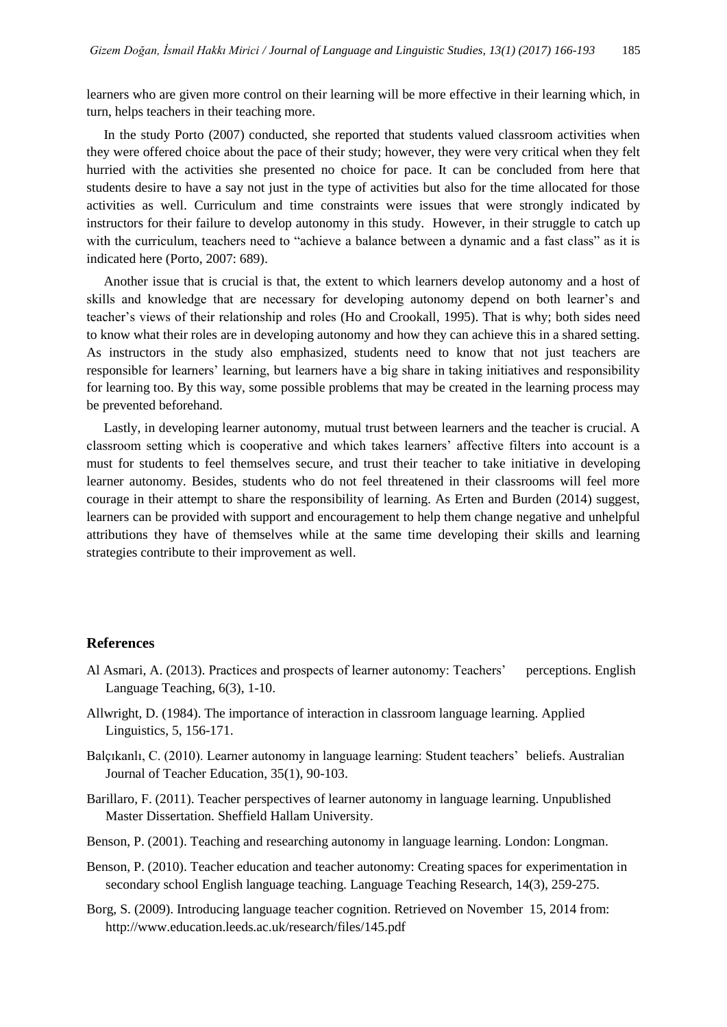learners who are given more control on their learning will be more effective in their learning which, in turn, helps teachers in their teaching more.

In the study Porto (2007) conducted, she reported that students valued classroom activities when they were offered choice about the pace of their study; however, they were very critical when they felt hurried with the activities she presented no choice for pace. It can be concluded from here that students desire to have a say not just in the type of activities but also for the time allocated for those activities as well. Curriculum and time constraints were issues that were strongly indicated by instructors for their failure to develop autonomy in this study. However, in their struggle to catch up with the curriculum, teachers need to "achieve a balance between a dynamic and a fast class" as it is indicated here (Porto, 2007: 689).

Another issue that is crucial is that, the extent to which learners develop autonomy and a host of skills and knowledge that are necessary for developing autonomy depend on both learner's and teacher's views of their relationship and roles (Ho and Crookall, 1995). That is why; both sides need to know what their roles are in developing autonomy and how they can achieve this in a shared setting. As instructors in the study also emphasized, students need to know that not just teachers are responsible for learners' learning, but learners have a big share in taking initiatives and responsibility for learning too. By this way, some possible problems that may be created in the learning process may be prevented beforehand.

Lastly, in developing learner autonomy, mutual trust between learners and the teacher is crucial. A classroom setting which is cooperative and which takes learners' affective filters into account is a must for students to feel themselves secure, and trust their teacher to take initiative in developing learner autonomy. Besides, students who do not feel threatened in their classrooms will feel more courage in their attempt to share the responsibility of learning. As Erten and Burden (2014) suggest, learners can be provided with support and encouragement to help them change negative and unhelpful attributions they have of themselves while at the same time developing their skills and learning strategies contribute to their improvement as well.

## References

Al Asmari, A. (2013). Practices and prospects of learner autonomy: Teachers' perceptions. English Language Teaching, 6(3), 1-10.

Allwright, D. (1984). The importance of interaction in classroom language learning. Applied Linguistics, 5, 156-171.

Balçıkanlı, C. (2010). Learner autonomy in language learning: Student teachers' beliefs. Australian Journal of Teacher Education, 35(1), 90-103.

Barillaro, F. (2011). Teacher perspectives of learner autonomy in language learning. Unpublished Master Dissertation. Sheffield Hallam University.

Benson, P. (2001). Teaching and researching autonomy in language learning. London: Longman.

Benson, P. (2010). Teacher education and teacher autonomy: Creating spaces for experimentation in secondary school English language teaching. Language Teaching Research, 14(3), 259-275.

Borg, S. (2009). Introducing language teacher cognition. Retrieved on November 15, 2014 from: http://www.education.leeds.ac.uk/research/files/145.pdf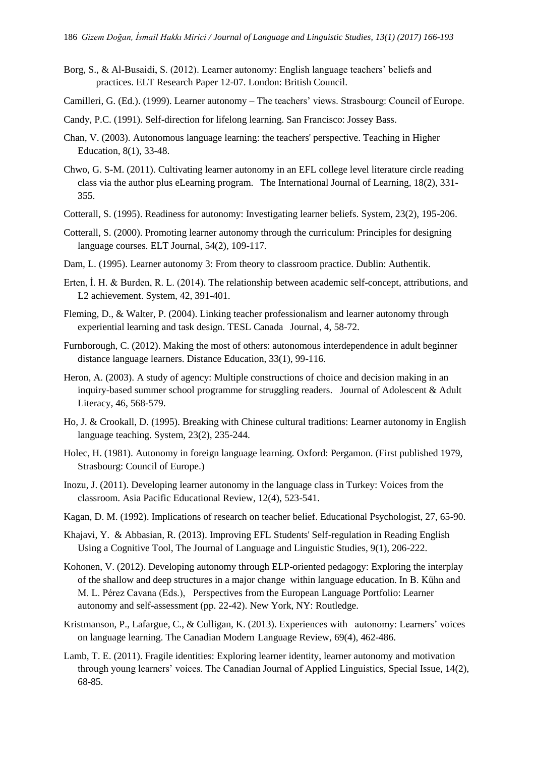Borg, S., & Al-Busaidi, S. (2012). Learner autonomy: English language teachers' beliefs and practices. ELT Research Paper 12-07. London: British Council.

Camilleri, G. (Ed.). (1999). Learner autonomy – The teachers' views. Strasbourg: Council of Europe.

Candy, P.C. (1991). Self-direction for lifelong learning. San Francisco: Jossey Bass.

Chan, V. (2003). Autonomous language learning: the teachers' perspective. Teaching in Higher Education, 8(1), 33-48.

Chwo, G. S-M. (2011). Cultivating learner autonomy in an EFL college level literature circle reading class via the author plus eLearning program. The International Journal of Learning, 18(2), 331-355.

Cotterall, S. (1995). Readiness for autonomy: Investigating learner beliefs. System, 23(2), 195-206.

Cotterall, S. (2000). Promoting learner autonomy through the curriculum: Principles for designing language courses. ELT Journal, 54(2), 109-117.

Dam, L. (1995). Learner autonomy 3: From theory to classroom practice. Dublin: Authentik.

Erten, İ. H. & Burden, R. L. (2014). The relationship between academic self-concept, attributions, and L2 achievement. System, 42, 391-401.

Fleming, D., & Walter, P. (2004). Linking teacher professionalism and learner autonomy through experiential learning and task design. TESL Canada Journal, 4, 58-72.

Furnborough, C. (2012). Making the most of others: autonomous interdependence in adult beginner distance language learners. Distance Education, 33(1), 99-116.

Heron, A. (2003). A study of agency: Multiple constructions of choice and decision making in an inquiry-based summer school programme for struggling readers. Journal of Adolescent & Adult Literacy, 46, 568-579.

Ho, J. & Crookall, D. (1995). Breaking with Chinese cultural traditions: Learner autonomy in English language teaching. System, 23(2), 235-244.

Holec, H. (1981). Autonomy in foreign language learning. Oxford: Pergamon. (First published 1979, Strasbourg: Council of Europe.)

Inozu, J. (2011). Developing learner autonomy in the language class in Turkey: Voices from the classroom. Asia Pacific Educational Review, 12(4), 523-541.

Kagan, D. M. (1992). Implications of research on teacher belief. Educational Psychologist, 27, 65-90.

Khajavi, Y. & Abbasian, R. (2013). Improving EFL Students' Self-regulation in Reading English Using a Cognitive Tool, The Journal of Language and Linguistic Studies, 9(1), 206-222.

Kohonen, V. (2012). Developing autonomy through ELP-oriented pedagogy: Exploring the interplay of the shallow and deep structures in a major change within language education. In B. Kühn and M. L. Pérez Cavana (Eds.), Perspectives from the European Language Portfolio: Learner autonomy and self-assessment (pp. 22-42). New York, NY: Routledge.

Kristmanson, P., Lafargue, C., & Culligan, K. (2013). Experiences with autonomy: Learners' voices on language learning. The Canadian Modern Language Review, 69(4), 462-486.

Lamb, T. E. (2011). Fragile identities: Exploring learner identity, learner autonomy and motivation through young learners' voices. The Canadian Journal of Applied Linguistics, Special Issue, 14(2), 68-85.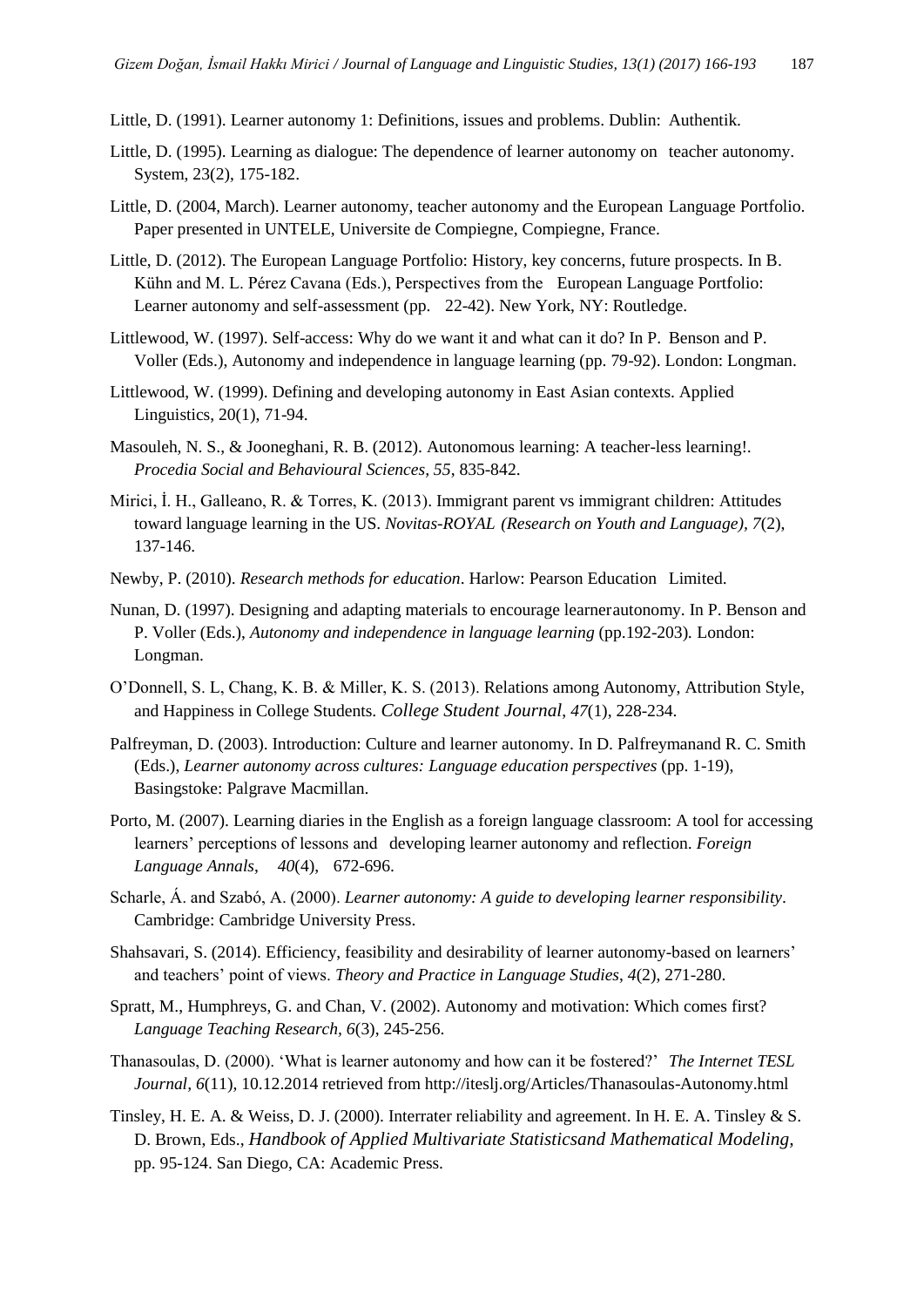Little, D. (1991). Learner autonomy 1: Definitions, issues and problems. Dublin: Authentik.

Little, D. (1995). Learning as dialogue: The dependence of learner autonomy on teacher autonomy. System, 23(2), 175-182.

Little, D. (2004, March). Learner autonomy, teacher autonomy and the European Language Portfolio. Paper presented in UNTELE, Universite de Compiegne, Compiegne, France.

Little, D. (2012). The European Language Portfolio: History, key concerns, future prospects. In B. Kühn and M. L. Pérez Cavana (Eds.), Perspectives from the European Language Portfolio: Learner autonomy and self-assessment (pp. 22-42). New York, NY: Routledge.

Littlewood, W. (1997). Self-access: Why do we want it and what can it do? In P. Benson and P. Voller (Eds.), Autonomy and independence in language learning (pp. 79-92). London: Longman.

Littlewood, W. (1999). Defining and developing autonomy in East Asian contexts. Applied Linguistics, 20(1), 71-94.

Masouleh, N. S., & Jooneghani, R. B. (2012). Autonomous learning: A teacher-less learning!. *Procedia Social and Behavioural Sciences*, *55*, 835-842.

Mirici, İ. H., Galleano, R. & Torres, K. (2013). Immigrant parent vs immigrant children: Attitudes toward language learning in the US. *Novitas-ROYAL (Research on Youth and Language)*, *7*(2), 137-146.

Newby, P. (2010). *Research methods for education*. Harlow: Pearson Education Limited.

Nunan, D. (1997). Designing and adapting materials to encourage learnerautonomy. In P. Benson and P. Voller (Eds.), *Autonomy and independence in language learning* (pp.192-203). London: Longman.

O'Donnell, S. L, Chang, K. B. & Miller, K. S. (2013). Relations among Autonomy, Attribution Style, and Happiness in College Students. *College Student Journal*, *47*(1), 228-234.

Palfreyman, D. (2003). Introduction: Culture and learner autonomy. In D. Palfreymanand R. C. Smith (Eds.), *Learner autonomy across cultures: Language education perspectives* (pp. 1-19), Basingstoke: Palgrave Macmillan.

Porto, M. (2007). Learning diaries in the English as a foreign language classroom: A tool for accessing learners' perceptions of lessons and developing learner autonomy and reflection. *Foreign Language Annals*, *40*(4), 672-696.

Scharle, Á. and Szabó, A. (2000). *Learner autonomy: A guide to developing learner responsibility*. Cambridge: Cambridge University Press.

Shahsavari, S. (2014). Efficiency, feasibility and desirability of learner autonomy-based on learners' and teachers' point of views. *Theory and Practice in Language Studies*, *4*(2), 271-280.

Spratt, M., Humphreys, G. and Chan, V. (2002). Autonomy and motivation: Which comes first? *Language Teaching Research*, *6*(3), 245-256.

Thanasoulas, D. (2000). 'What is learner autonomy and how can it be fostered?' *The Internet TESL Journal*, *6*(11), 10.12.2014 retrieved from http://iteslj.org/Articles/Thanasoulas-Autonomy.html

Tinsley, H. E. A. & Weiss, D. J. (2000). Interrater reliability and agreement. In H. E. A. Tinsley & S. D. Brown, Eds., *Handbook of Applied Multivariate Statisticsand Mathematical Modeling*, pp. 95-124. San Diego, CA: Academic Press.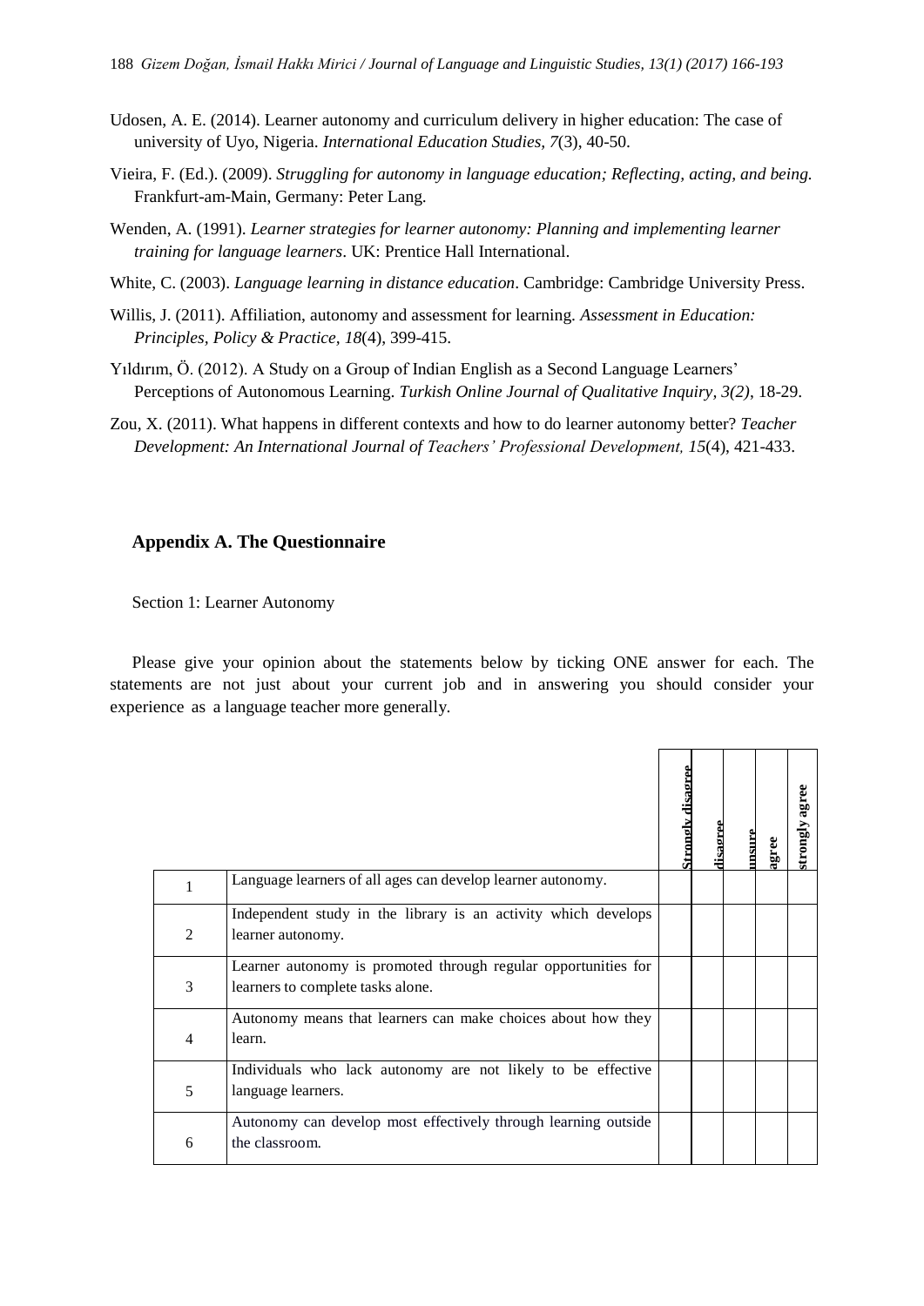Udosen, A. E. (2014). Learner autonomy and curriculum delivery in higher education: The case of university of Uyo, Nigeria. *International Education Studies, 7*(3), 40-50.

Vieira, F. (Ed.). (2009). *Struggling for autonomy in language education; Reflecting, acting, and being.* Frankfurt-am-Main, Germany: Peter Lang.

Wenden, A. (1991). *Learner strategies for learner autonomy: Planning and implementing learner training for language learners*. UK: Prentice Hall International.

White, C. (2003). *Language learning in distance education*. Cambridge: Cambridge University Press.

Willis, J. (2011). Affiliation, autonomy and assessment for learning. *Assessment in Education: Principles, Policy & Practice, 18*(4), 399-415.

Yıldırım, Ö. (2012). A Study on a Group of Indian English as a Second Language Learners' Perceptions of Autonomous Learning. *Turkish Online Journal of Qualitative Inquiry, 3(2)*, 18-29.

Zou, X. (2011). What happens in different contexts and how to do learner autonomy better? *Teacher Development: An International Journal of Teachers' Professional Development, 15*(4), 421-433.

## Appendix A. The Questionnaire

Section 1: Learner Autonomy

Please give your opinion about the statements below by ticking ONE answer for each. The statements are not just about your current job and in answering you should consider your experience as a language teacher more generally.

| | | Strongly disagree | disagree | unsure | agree | strongly agree |
|---|---|---|---|---|---|---|
| 1 | Language learners of all ages can develop learner autonomy. | | | | | |
| 2 | Independent study in the library is an activity which develops learner autonomy. | | | | | |
| 3 | Learner autonomy is promoted through regular opportunities for learners to complete tasks alone. | | | | | |
| 4 | Autonomy means that learners can make choices about how they learn. | | | | | |
| 5 | Individuals who lack autonomy are not likely to be effective language learners. | | | | | |
| 6 | Autonomy can develop most effectively through learning outside the classroom. | | | | | |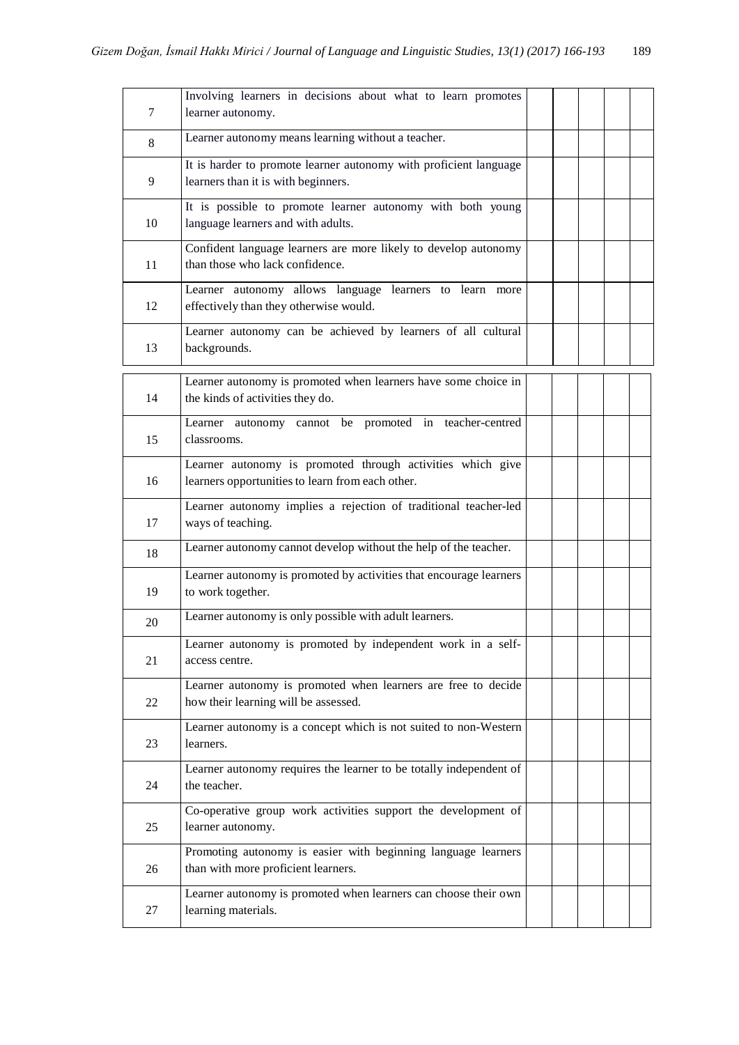| | | | | | | |
|---|---|---|---|---|---|---|
| 7 | Involving learners in decisions about what to learn promotes learner autonomy. | | | | | |
| 8 | Learner autonomy means learning without a teacher. | | | | | |
| 9 | It is harder to promote learner autonomy with proficient language learners than it is with beginners. | | | | | |
| 10 | It is possible to promote learner autonomy with both young language learners and with adults. | | | | | |
| 11 | Confident language learners are more likely to develop autonomy than those who lack confidence. | | | | | |
| 12 | Learner autonomy allows language learners to learn more effectively than they otherwise would. | | | | | |
| 13 | Learner autonomy can be achieved by learners of all cultural backgrounds. | | | | | |
| 14 | Learner autonomy is promoted when learners have some choice in the kinds of activities they do. | | | | | |
| 15 | Learner autonomy cannot be promoted in teacher-centred classrooms. | | | | | |
| 16 | Learner autonomy is promoted through activities which give learners opportunities to learn from each other. | | | | | |
| 17 | Learner autonomy implies a rejection of traditional teacher-led ways of teaching. | | | | | |
| 18 | Learner autonomy cannot develop without the help of the teacher. | | | | | |
| 19 | Learner autonomy is promoted by activities that encourage learners to work together. | | | | | |
| 20 | Learner autonomy is only possible with adult learners. | | | | | |
| 21 | Learner autonomy is promoted by independent work in a self-access centre. | | | | | |
| 22 | Learner autonomy is promoted when learners are free to decide how their learning will be assessed. | | | | | |
| 23 | Learner autonomy is a concept which is not suited to non-Western learners. | | | | | |
| 24 | Learner autonomy requires the learner to be totally independent of the teacher. | | | | | |
| 25 | Co-operative group work activities support the development of learner autonomy. | | | | | |
| 26 | Promoting autonomy is easier with beginning language learners than with more proficient learners. | | | | | |
| 27 | Learner autonomy is promoted when learners can choose their own learning materials. | | | | | |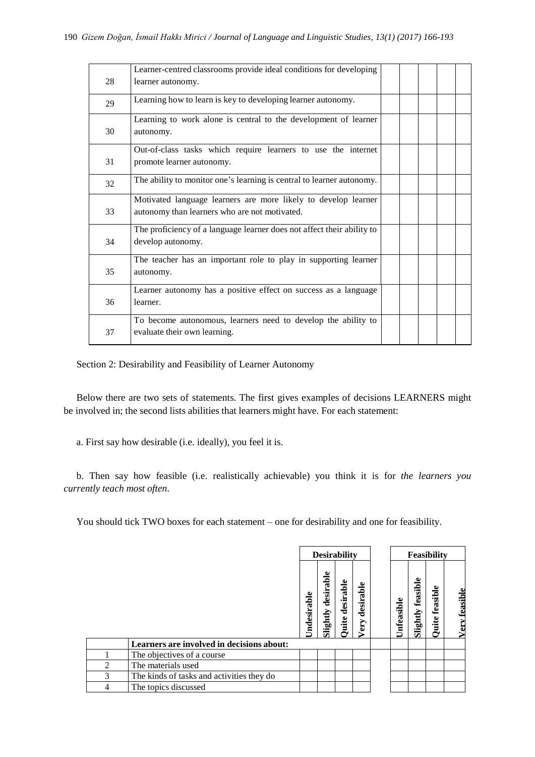| | | | | | | |
|---|---|---|---|---|---|---|
| 28 | Learner-centred classrooms provide ideal conditions for developing learner autonomy. | | | | | |
| 29 | Learning how to learn is key to developing learner autonomy. | | | | | |
| 30 | Learning to work alone is central to the development of learner autonomy. | | | | | |
| 31 | Out-of-class tasks which require learners to use the internet promote learner autonomy. | | | | | |
| 32 | The ability to monitor one's learning is central to learner autonomy. | | | | | |
| 33 | Motivated language learners are more likely to develop learner autonomy than learners who are not motivated. | | | | | |
| 34 | The proficiency of a language learner does not affect their ability to develop autonomy. | | | | | |
| 35 | The teacher has an important role to play in supporting learner autonomy. | | | | | |
| 36 | Learner autonomy has a positive effect on success as a language learner. | | | | | |
| 37 | To become autonomous, learners need to develop the ability to evaluate their own learning. | | | | | |

Section 2: Desirability and Feasibility of Learner Autonomy

Below there are two sets of statements. The first gives examples of decisions LEARNERS might be involved in; the second lists abilities that learners might have. For each statement:

a. First say how desirable (i.e. ideally), you feel it is.

b. Then say how feasible (i.e. realistically achievable) you think it is for *the learners you currently teach most often*.

You should tick TWO boxes for each statement – one for desirability and one for feasibility.

| | | Desirability | | | | Feasibility | | | |
|---|---|---|---|---|---|---|---|---|---|
| | | **Undesirable** | **Slightly desirable** | **Quite desirable** | **Very desirable** | **Unfeasible** | **Slightly feasible** | **Quite feasible** | **Very feasible** |
| | **Learners are involved in decisions about:** | | | | | | | | |
| 1 | The objectives of a course | | | | | | | | |
| 2 | The materials used | | | | | | | | |
| 3 | The kinds of tasks and activities they do | | | | | | | | |
| 4 | The topics discussed | | | | | | | | |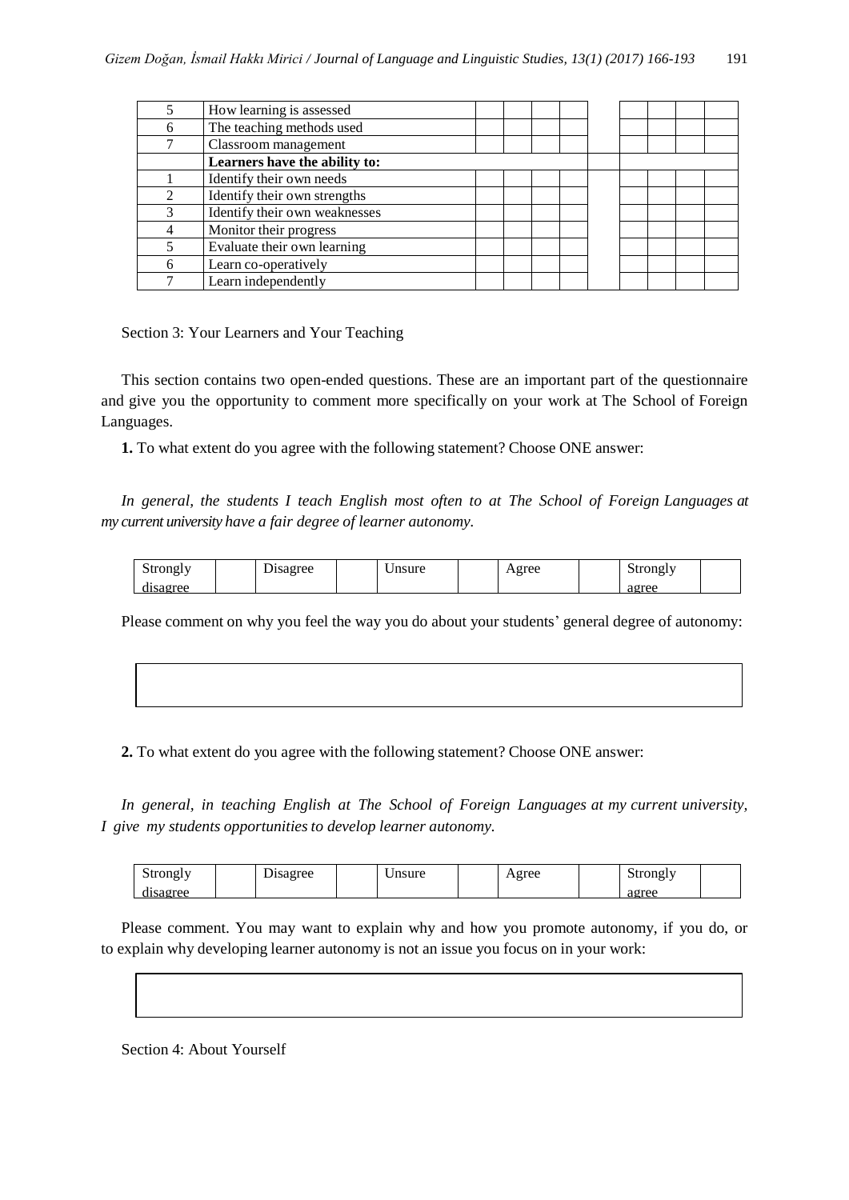| | | | | | | | | | | |
|---|---|---|---|---|---|---|---|---|---|---|
| 5 | How learning is assessed | | | | | | | | | |
| 6 | The teaching methods used | | | | | | | | | |
| 7 | Classroom management | | | | | | | | | |
| | **Learners have the ability to:** | | | | | | | | | |
| 1 | Identify their own needs | | | | | | | | | |
| 2 | Identify their own strengths | | | | | | | | | |
| 3 | Identify their own weaknesses | | | | | | | | | |
| 4 | Monitor their progress | | | | | | | | | |
| 5 | Evaluate their own learning | | | | | | | | | |
| 6 | Learn co-operatively | | | | | | | | | |
| 7 | Learn independently | | | | | | | | | |

Section 3: Your Learners and Your Teaching

This section contains two open-ended questions. These are an important part of the questionnaire and give you the opportunity to comment more specifically on your work at The School of Foreign Languages.

**1.** To what extent do you agree with the following statement? Choose ONE answer:

*In general, the students I teach English most often to at The School of Foreign Languages at my current university have a fair degree of learner autonomy.*

| Strongly disagree | | Disagree | | Unsure | | Agree | | Strongly agree | |
|---|---|---|---|---|---|---|---|---|---|

Please comment on why you feel the way you do about your students' general degree of autonomy:

| |
|---|
| |

**2.** To what extent do you agree with the following statement? Choose ONE answer:

*In general, in teaching English at The School of Foreign Languages at my current university, I give my students opportunities to develop learner autonomy.*

| Strongly disagree | | Disagree | | Unsure | | Agree | | Strongly agree | |
|---|---|---|---|---|---|---|---|---|---|

Please comment. You may want to explain why and how you promote autonomy, if you do, or to explain why developing learner autonomy is not an issue you focus on in your work:

| |
|---|
| |

Section 4: About Yourself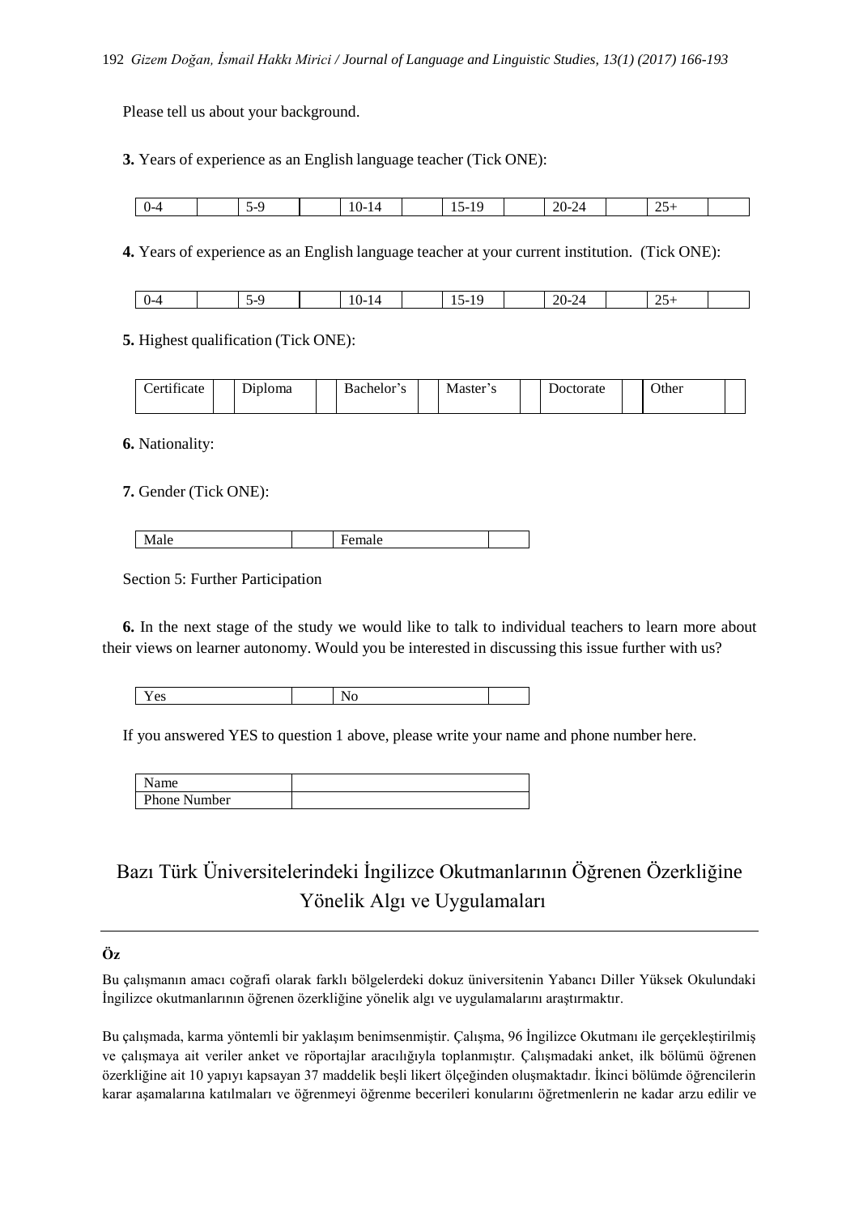Please tell us about your background.

**3.** Years of experience as an English language teacher (Tick ONE):

| 0-4 | | 5-9 | | 10-14 | | 15-19 | | 20-24 | | 25+ | |
|---|---|---|---|---|---|---|---|---|---|---|---|

**4.** Years of experience as an English language teacher at your current institution. (Tick ONE):

| 0-4 | | 5-9 | | 10-14 | | 15-19 | | 20-24 | | 25+ | |
|---|---|---|---|---|---|---|---|---|---|---|---|

**5.** Highest qualification (Tick ONE):

| Certificate | | Diploma | | Bachelor's | | Master's | | Doctorate | | Other | |
|---|---|---|---|---|---|---|---|---|---|---|---|

**6.** Nationality:

**7.** Gender (Tick ONE):

| Male | | Female | |
|---|---|---|---|

Section 5: Further Participation

**6.** In the next stage of the study we would like to talk to individual teachers to learn more about their views on learner autonomy. Would you be interested in discussing this issue further with us?

| Yes | | No | |
|---|---|---|---|

If you answered YES to question 1 above, please write your name and phone number here.

| Name | |
|---|---|
| Phone Number | |

# Bazı Türk Üniversitelerindeki İngilizce Okutmanlarının Öğrenen Özerkliğine Yönelik Algı ve Uygulamaları

**Öz**

Bu çalışmanın amacı coğrafi olarak farklı bölgelerdeki dokuz üniversitenin Yabancı Diller Yüksek Okulundaki İngilizce okutmanlarının öğrenen özerkliğine yönelik algı ve uygulamalarını araştırmaktır.

Bu çalışmada, karma yöntemli bir yaklaşım benimsenmiştir. Çalışma, 96 İngilizce Okutmanı ile gerçekleştirilmiş ve çalışmaya ait veriler anket ve röportajlar aracılığıyla toplanmıştır. Çalışmadaki anket, ilk bölümü öğrenen özerkliğine ait 10 yapıyı kapsayan 37 maddelik beşli likert ölçeğinden oluşmaktadır. İkinci bölümde öğrencilerin karar aşamalarına katılmaları ve öğrenmeyi öğrenme becerileri konularını öğretmenlerin ne kadar arzu edilir ve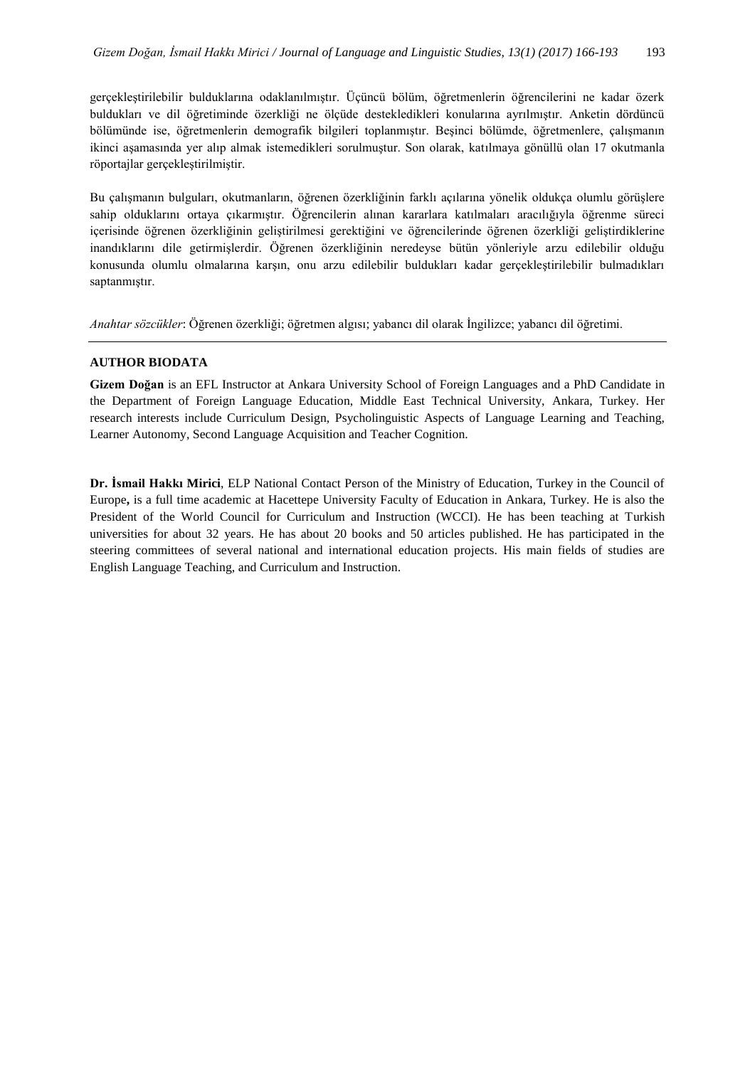gerçekleştirilebilir bulduklarına odaklanılmıştır. Üçüncü bölüm, öğretmenlerin öğrencilerini ne kadar özerk buldukları ve dil öğretiminde özerkliği ne ölçüde destekledikleri konularına ayrılmıştır. Anketin dördüncü bölümünde ise, öğretmenlerin demografik bilgileri toplanmıştır. Beşinci bölümde, öğretmenlere, çalışmanın ikinci aşamasında yer alıp almak istemedikleri sorulmuştur. Son olarak, katılmaya gönüllü olan 17 okutmanla röportajlar gerçekleştirilmiştir.

Bu çalışmanın bulguları, okutmanların, öğrenen özerkliğinin farklı açılarına yönelik oldukça olumlu görüşlere sahip olduklarını ortaya çıkarmıştır. Öğrencilerin alınan kararlara katılmaları aracılığıyla öğrenme süreci içerisinde öğrenen özerkliğinin geliştirilmesi gerektiğini ve öğrencilerinde öğrenen özerkliği geliştirdiklerine inandıklarını dile getirmişlerdir. Öğrenen özerkliğinin neredeyse bütün yönleriyle arzu edilebilir olduğu konusunda olumlu olmalarına karşın, onu arzu edilebilir buldukları kadar gerçekleştirilebilir bulmadıkları saptanmıştır.

*Anahtar sözcükler*: Öğrenen özerkliği; öğretmen algısı; yabancı dil olarak İngilizce; yabancı dil öğretimi.

---

## AUTHOR BIODATA

**Gizem Doğan** is an EFL Instructor at Ankara University School of Foreign Languages and a PhD Candidate in the Department of Foreign Language Education, Middle East Technical University, Ankara, Turkey. Her research interests include Curriculum Design, Psycholinguistic Aspects of Language Learning and Teaching, Learner Autonomy, Second Language Acquisition and Teacher Cognition.

**Dr. İsmail Hakkı Mirici**, ELP National Contact Person of the Ministry of Education, Turkey in the Council of Europe**,** is a full time academic at Hacettepe University Faculty of Education in Ankara, Turkey. He is also the President of the World Council for Curriculum and Instruction (WCCI). He has been teaching at Turkish universities for about 32 years. He has about 20 books and 50 articles published. He has participated in the steering committees of several national and international education projects. His main fields of studies are English Language Teaching, and Curriculum and Instruction.